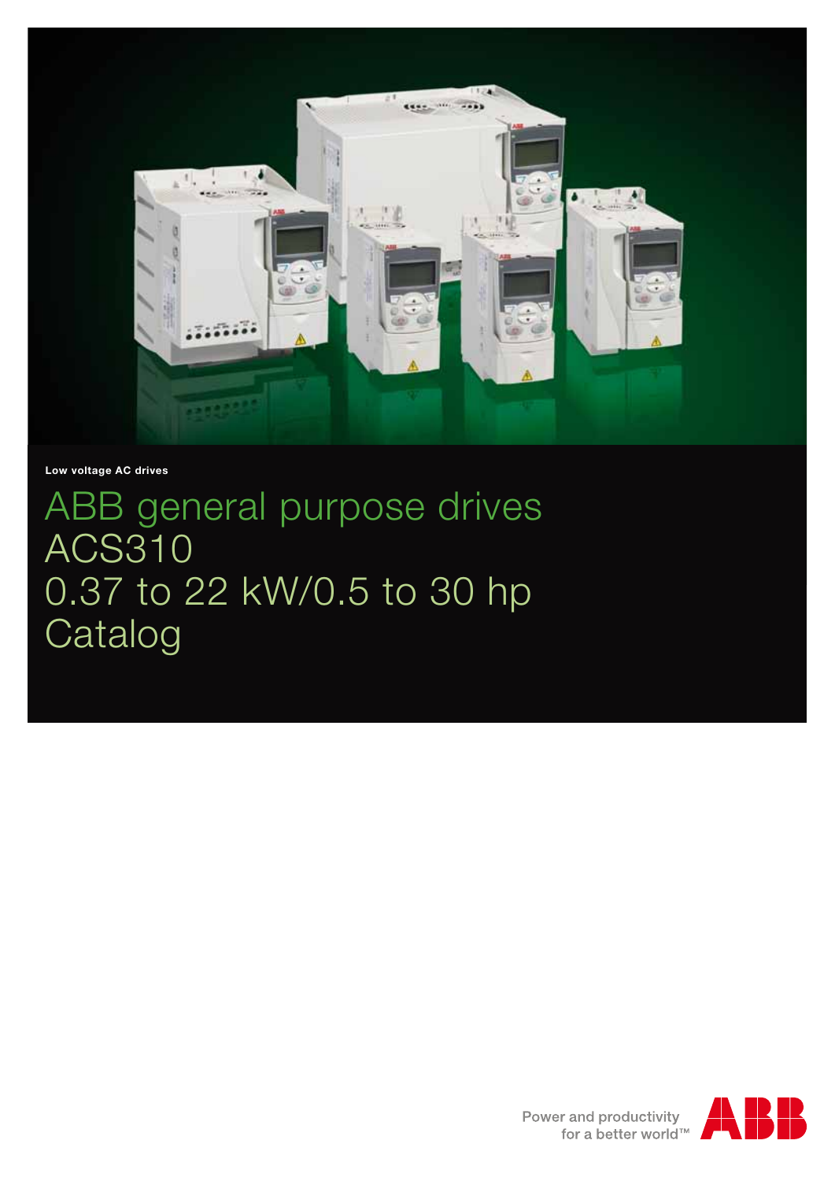Low voltage AC drives

# ABB general purpose drives ACS310 0.37 to 22 kW/0.5 to 30 hp Catalog

Power and productivity for a better world™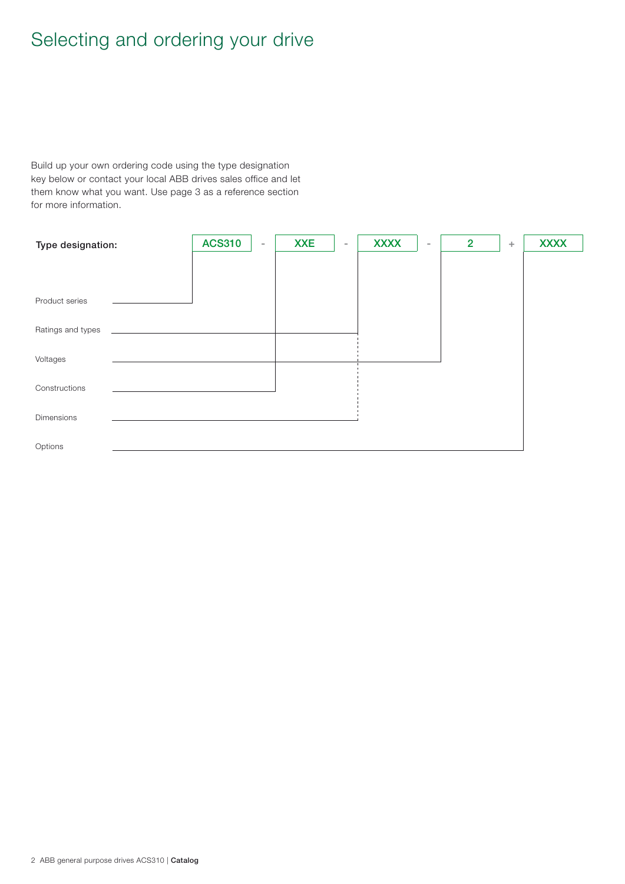# Selecting and ordering your drive

Build up your own ordering code using the type designation key below or contact your local ABB drives sales office and let them know what you want. Use page 3 as a reference section for more information.

**Type designation:** ACS310 - XXE - XXXX - 2 + XXXX

| Field | Code segment |
|---|---|
| Product series | ACS310 |
| Ratings and types | XXXX |
| Voltages | 2 |
| Constructions | XXE |
| Dimensions | XXXX |
| Options | XXXX |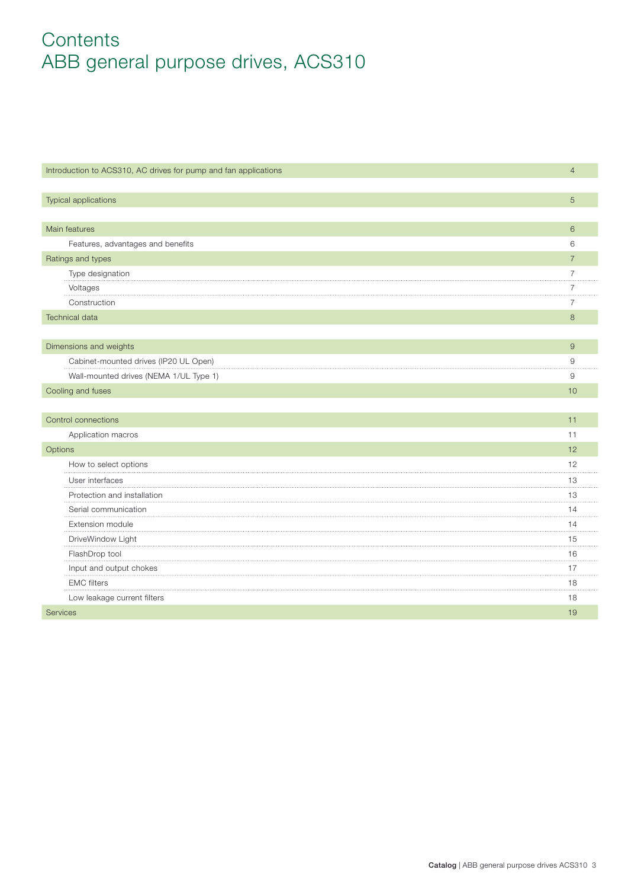# Contents
# ABB general purpose drives, ACS310

| | |
|---|---|
| Introduction to ACS310, AC drives for pump and fan applications | 4 |
| Typical applications | 5 |
| Main features | 6 |
| Features, advantages and benefits | 6 |
| Ratings and types | 7 |
| Type designation | 7 |
| Voltages | 7 |
| Construction | 7 |
| Technical data | 8 |
| Dimensions and weights | 9 |
| Cabinet-mounted drives (IP20 UL Open) | 9 |
| Wall-mounted drives (NEMA 1/UL Type 1) | 9 |
| Cooling and fuses | 10 |
| Control connections | 11 |
| Application macros | 11 |
| Options | 12 |
| How to select options | 12 |
| User interfaces | 13 |
| Protection and installation | 13 |
| Serial communication | 14 |
| Extension module | 14 |
| DriveWindow Light | 15 |
| FlashDrop tool | 16 |
| Input and output chokes | 17 |
| EMC filters | 18 |
| Low leakage current filters | 18 |
| Services | 19 |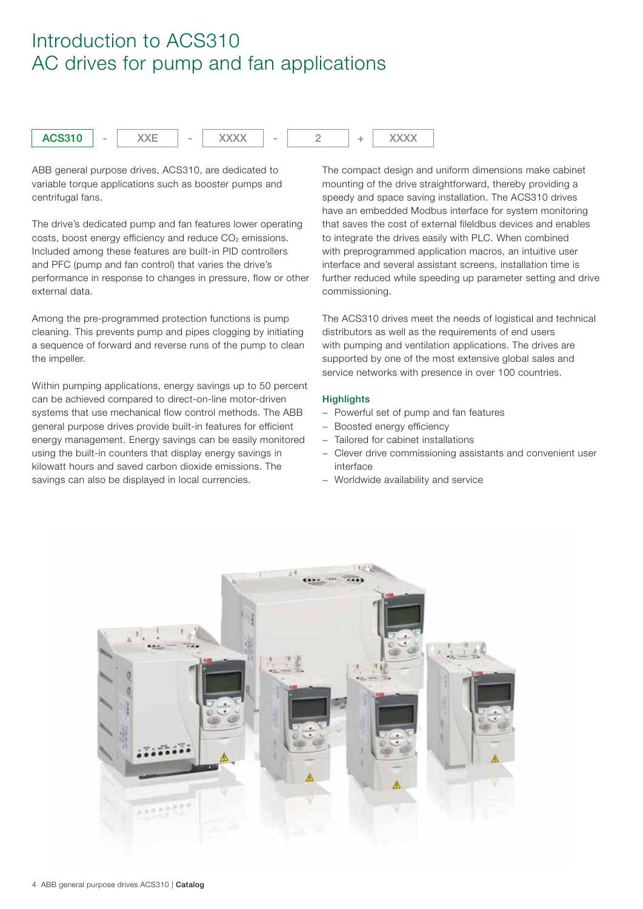# Introduction to ACS310
# AC drives for pump and fan applications

| ACS310 | - | XXE | - | XXXX | - | 2 | + | XXXX |
|---|---|---|---|---|---|---|---|---|

ABB general purpose drives, ACS310, are dedicated to variable torque applications such as booster pumps and centrifugal fans.

The drive's dedicated pump and fan features lower operating costs, boost energy efficiency and reduce $CO_2$ emissions. Included among these features are built-in PID controllers and PFC (pump and fan control) that varies the drive's performance in response to changes in pressure, flow or other external data.

Among the pre-programmed protection functions is pump cleaning. This prevents pump and pipes clogging by initiating a sequence of forward and reverse runs of the pump to clean the impeller.

Within pumping applications, energy savings up to 50 percent can be achieved compared to direct-on-line motor-driven systems that use mechanical flow control methods. The ABB general purpose drives provide built-in features for efficient energy management. Energy savings can be easily monitored using the built-in counters that display energy savings in kilowatt hours and saved carbon dioxide emissions. The savings can also be displayed in local currencies.

The compact design and uniform dimensions make cabinet mounting of the drive straightforward, thereby providing a speedy and space saving installation. The ACS310 drives have an embedded Modbus interface for system monitoring that saves the cost of external fileldbus devices and enables to integrate the drives easily with PLC. When combined with preprogrammed application macros, an intuitive user interface and several assistant screens, installation time is further reduced while speeding up parameter setting and drive commissioning.

The ACS310 drives meet the needs of logistical and technical distributors as well as the requirements of end users with pumping and ventilation applications. The drives are supported by one of the most extensive global sales and service networks with presence in over 100 countries.

### Highlights

- Powerful set of pump and fan features
- Boosted energy efficiency
- Tailored for cabinet installations
- Clever drive commissioning assistants and convenient user interface
- Worldwide availability and service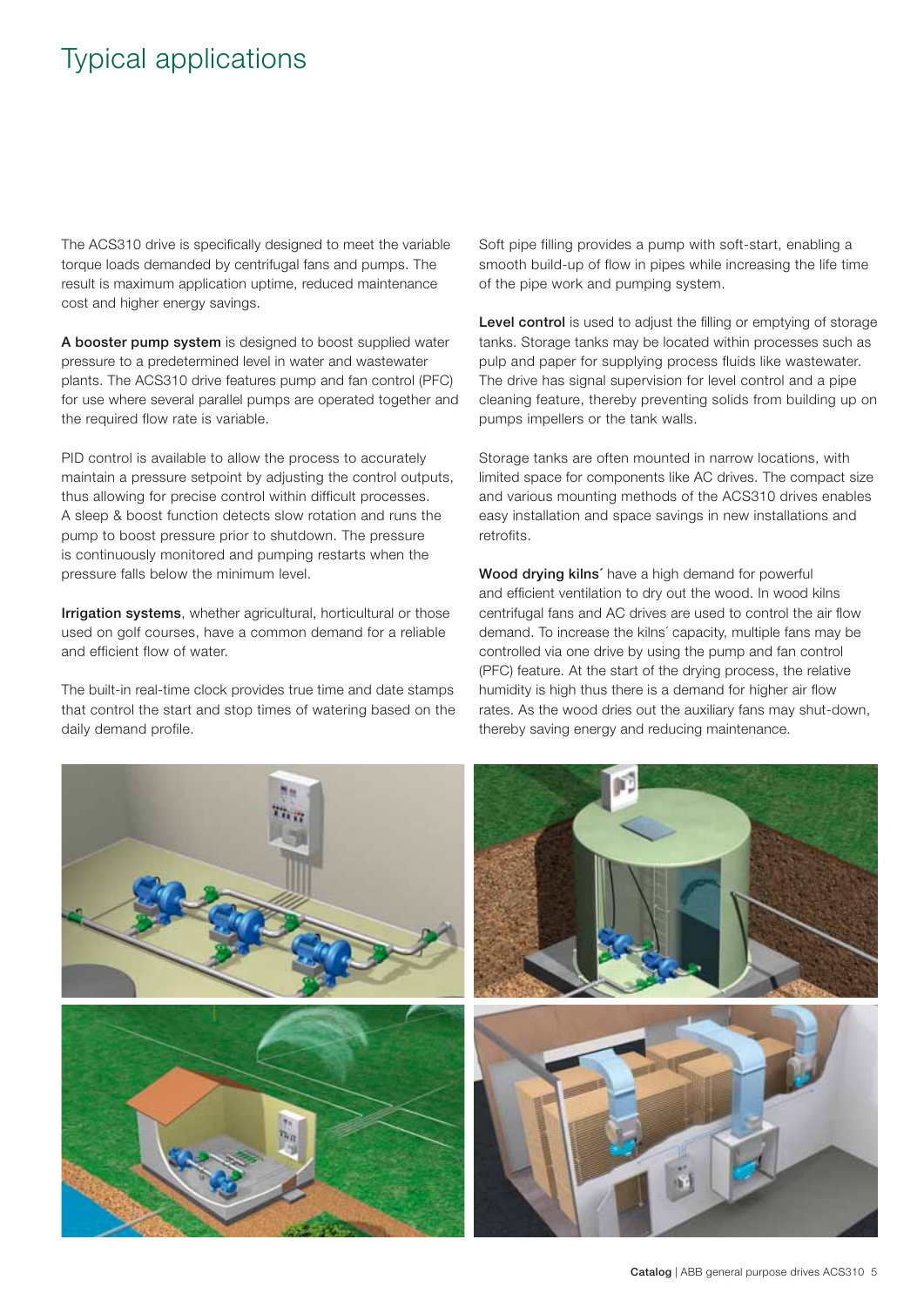# Typical applications

The ACS310 drive is specifically designed to meet the variable torque loads demanded by centrifugal fans and pumps. The result is maximum application uptime, reduced maintenance cost and higher energy savings.

**A booster pump system** is designed to boost supplied water pressure to a predetermined level in water and wastewater plants. The ACS310 drive features pump and fan control (PFC) for use where several parallel pumps are operated together and the required flow rate is variable.

PID control is available to allow the process to accurately maintain a pressure setpoint by adjusting the control outputs, thus allowing for precise control within difficult processes. A sleep & boost function detects slow rotation and runs the pump to boost pressure prior to shutdown. The pressure is continuously monitored and pumping restarts when the pressure falls below the minimum level.

**Irrigation systems**, whether agricultural, horticultural or those used on golf courses, have a common demand for a reliable and efficient flow of water.

The built-in real-time clock provides true time and date stamps that control the start and stop times of watering based on the daily demand profile.

Soft pipe filling provides a pump with soft-start, enabling a smooth build-up of flow in pipes while increasing the life time of the pipe work and pumping system.

**Level control** is used to adjust the filling or emptying of storage tanks. Storage tanks may be located within processes such as pulp and paper for supplying process fluids like wastewater. The drive has signal supervision for level control and a pipe cleaning feature, thereby preventing solids from building up on pumps impellers or the tank walls.

Storage tanks are often mounted in narrow locations, with limited space for components like AC drives. The compact size and various mounting methods of the ACS310 drives enables easy installation and space savings in new installations and retrofits.

**Wood drying kilns´** have a high demand for powerful and efficient ventilation to dry out the wood. In wood kilns centrifugal fans and AC drives are used to control the air flow demand. To increase the kilns´ capacity, multiple fans may be controlled via one drive by using the pump and fan control (PFC) feature. At the start of the drying process, the relative humidity is high thus there is a demand for higher air flow rates. As the wood dries out the auxiliary fans may shut-down, thereby saving energy and reducing maintenance.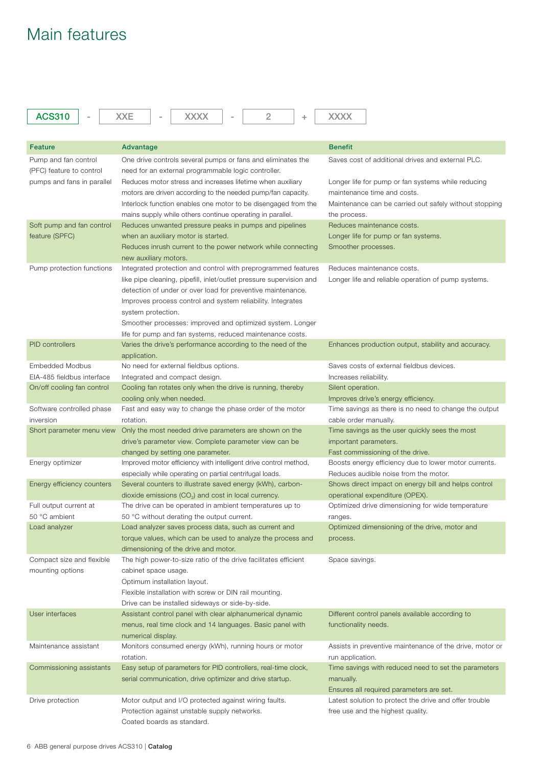# Main features

ACS310 - XXE - XXXX - 2 + XXXX

| Feature | Advantage | Benefit |
|---|---|---|
| Pump and fan control (PFC) feature to control pumps and fans in parallel | One drive controls several pumps or fans and eliminates the need for an external programmable logic controller.<br>Reduces motor stress and increases lifetime when auxiliary motors are driven according to the needed pump/fan capacity.<br>Interlock function enables one motor to be disengaged from the mains supply while others continue operating in parallel. | Saves cost of additional drives and external PLC.<br>Longer life for pump or fan systems while reducing maintenance time and costs.<br>Maintenance can be carried out safely without stopping the process. |
| Soft pump and fan control feature (SPFC) | Reduces unwanted pressure peaks in pumps and pipelines when an auxiliary motor is started.<br>Reduces inrush current to the power network while connecting new auxiliary motors. | Reduces maintenance costs.<br>Longer life for pump or fan systems.<br>Smoother processes. |
| Pump protection functions | Integrated protection and control with preprogrammed features like pipe cleaning, pipefill, inlet/outlet pressure supervision and detection of under or over load for preventive maintenance.<br>Improves process control and system reliability. Integrates system protection.<br>Smoother processes: improved and optimized system. Longer life for pump and fan systems, reduced maintenance costs. | Reduces maintenance costs.<br>Longer life and reliable operation of pump systems. |
| PID controllers | Varies the drive's performance according to the need of the application. | Enhances production output, stability and accuracy. |
| Embedded Modbus EIA-485 fieldbus interface | No need for external fieldbus options.<br>Integrated and compact design. | Saves costs of external fieldbus devices.<br>Increases reliability. |
| On/off cooling fan control | Cooling fan rotates only when the drive is running, thereby cooling only when needed. | Silent operation.<br>Improves drive's energy efficiency. |
| Software controlled phase inversion | Fast and easy way to change the phase order of the motor rotation. | Time savings as there is no need to change the output cable order manually. |
| Short parameter menu view | Only the most needed drive parameters are shown on the drive's parameter view. Complete parameter view can be changed by setting one parameter. | Time savings as the user quickly sees the most important parameters.<br>Fast commissioning of the drive. |
| Energy optimizer | Improved motor efficiency with intelligent drive control method, especially while operating on partial centrifugal loads. | Boosts energy efficiency due to lower motor currents.<br>Reduces audible noise from the motor. |
| Energy efficiency counters | Several counters to illustrate saved energy (kWh), carbon-dioxide emissions ($CO_2$) and cost in local currency. | Shows direct impact on energy bill and helps control operational expenditure (OPEX). |
| Full output current at 50 °C ambient | The drive can be operated in ambient temperatures up to 50 °C without derating the output current. | Optimized drive dimensioning for wide temperature ranges. |
| Load analyzer | Load analyzer saves process data, such as current and torque values, which can be used to analyze the process and dimensioning of the drive and motor. | Optimized dimensioning of the drive, motor and process. |
| Compact size and flexible mounting options | The high power-to-size ratio of the drive facilitates efficient cabinet space usage.<br>Optimum installation layout.<br>Flexible installation with screw or DIN rail mounting.<br>Drive can be installed sideways or side-by-side. | Space savings. |
| User interfaces | Assistant control panel with clear alphanumerical dynamic menus, real time clock and 14 languages. Basic panel with numerical display. | Different control panels available according to functionality needs. |
| Maintenance assistant | Monitors consumed energy (kWh), running hours or motor rotation. | Assists in preventive maintenance of the drive, motor or run application. |
| Commissioning assistants | Easy setup of parameters for PID controllers, real-time clock, serial communication, drive optimizer and drive startup. | Time savings with reduced need to set the parameters manually.<br>Ensures all required parameters are set. |
| Drive protection | Motor output and I/O protected against wiring faults.<br>Protection against unstable supply networks.<br>Coated boards as standard. | Latest solution to protect the drive and offer trouble free use and the highest quality. |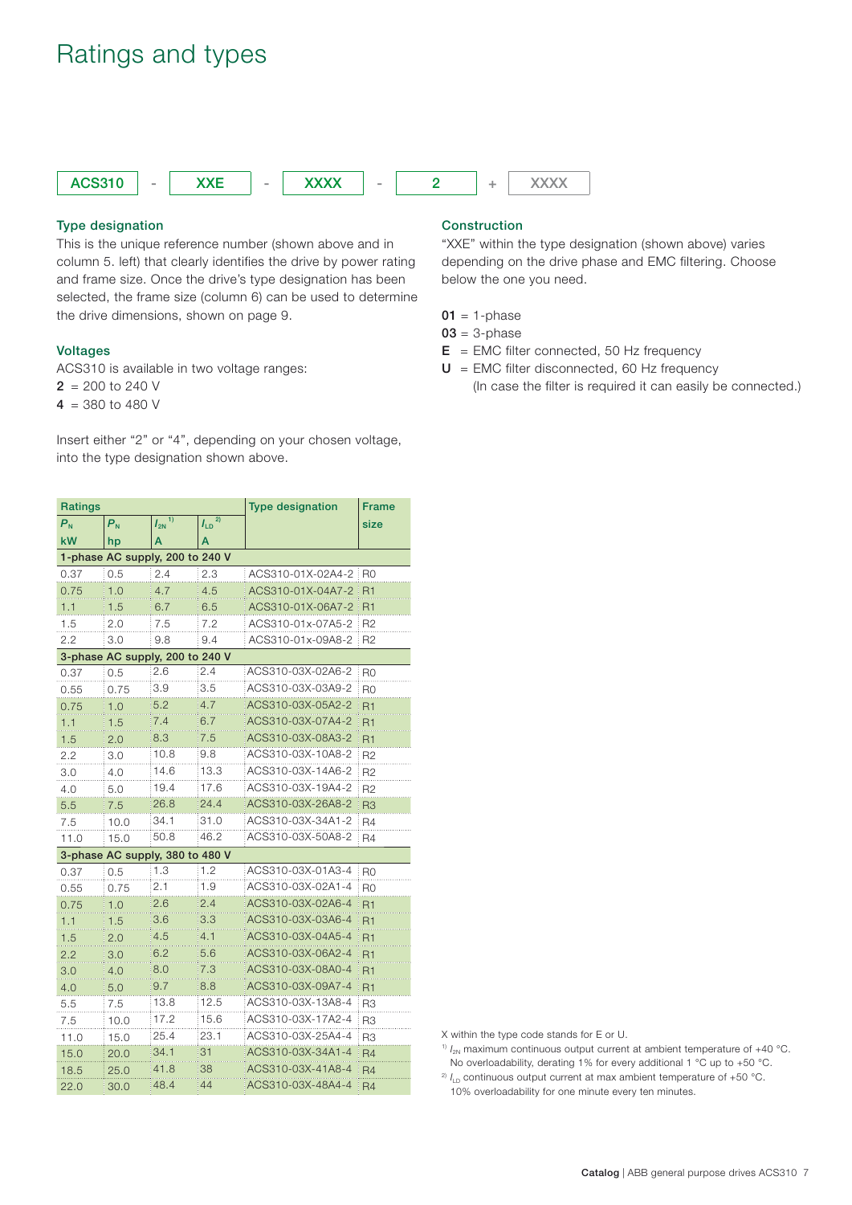# Ratings and types

ACS310 - XXE - XXXX - 2 + XXXX

### Type designation

This is the unique reference number (shown above and in column 5. left) that clearly identifies the drive by power rating and frame size. Once the drive's type designation has been selected, the frame size (column 6) can be used to determine the drive dimensions, shown on page 9.

### Voltages

ACS310 is available in two voltage ranges:
**2** = 200 to 240 V
**4** = 380 to 480 V

Insert either "2" or "4", depending on your chosen voltage, into the type designation shown above.

### Construction

"XXE" within the type designation (shown above) varies depending on the drive phase and EMC filtering. Choose below the one you need.

**01** = 1-phase
**03** = 3-phase
**E** = EMC filter connected, 50 Hz frequency
**U** = EMC filter disconnected, 60 Hz frequency
(In case the filter is required it can easily be connected.)

| Ratings | | | | Type designation | Frame size |
|---|---|---|---|---|---|
| $P_N$ | $P_N$ | $I_{2N}$ [1] | $I_{LD}$ [2] | | |
| kW | hp | A | A | | |
| **1-phase AC supply, 200 to 240 V** | | | | | |
| 0.37 | 0.5 | 2.4 | 2.3 | ACS310-01X-02A4-2 | R0 |
| 0.75 | 1.0 | 4.7 | 4.5 | ACS310-01X-04A7-2 | R1 |
| 1.1 | 1.5 | 6.7 | 6.5 | ACS310-01X-06A7-2 | R1 |
| 1.5 | 2.0 | 7.5 | 7.2 | ACS310-01x-07A5-2 | R2 |
| 2.2 | 3.0 | 9.8 | 9.4 | ACS310-01x-09A8-2 | R2 |
| **3-phase AC supply, 200 to 240 V** | | | | | |
| 0.37 | 0.5 | 2.6 | 2.4 | ACS310-03X-02A6-2 | R0 |
| 0.55 | 0.75 | 3.9 | 3.5 | ACS310-03X-03A9-2 | R0 |
| 0.75 | 1.0 | 5.2 | 4.7 | ACS310-03X-05A2-2 | R1 |
| 1.1 | 1.5 | 7.4 | 6.7 | ACS310-03X-07A4-2 | R1 |
| 1.5 | 2.0 | 8.3 | 7.5 | ACS310-03X-08A3-2 | R1 |
| 2.2 | 3.0 | 10.8 | 9.8 | ACS310-03X-10A8-2 | R2 |
| 3.0 | 4.0 | 14.6 | 13.3 | ACS310-03X-14A6-2 | R2 |
| 4.0 | 5.0 | 19.4 | 17.6 | ACS310-03X-19A4-2 | R2 |
| 5.5 | 7.5 | 26.8 | 24.4 | ACS310-03X-26A8-2 | R3 |
| 7.5 | 10.0 | 34.1 | 31.0 | ACS310-03X-34A1-2 | R4 |
| 11.0 | 15.0 | 50.8 | 46.2 | ACS310-03X-50A8-2 | R4 |
| **3-phase AC supply, 380 to 480 V** | | | | | |
| 0.37 | 0.5 | 1.3 | 1.2 | ACS310-03X-01A3-4 | R0 |
| 0.55 | 0.75 | 2.1 | 1.9 | ACS310-03X-02A1-4 | R0 |
| 0.75 | 1.0 | 2.6 | 2.4 | ACS310-03X-02A6-4 | R1 |
| 1.1 | 1.5 | 3.6 | 3.3 | ACS310-03X-03A6-4 | R1 |
| 1.5 | 2.0 | 4.5 | 4.1 | ACS310-03X-04A5-4 | R1 |
| 2.2 | 3.0 | 6.2 | 5.6 | ACS310-03X-06A2-4 | R1 |
| 3.0 | 4.0 | 8.0 | 7.3 | ACS310-03X-08A0-4 | R1 |
| 4.0 | 5.0 | 9.7 | 8.8 | ACS310-03X-09A7-4 | R1 |
| 5.5 | 7.5 | 13.8 | 12.5 | ACS310-03X-13A8-4 | R3 |
| 7.5 | 10.0 | 17.2 | 15.6 | ACS310-03X-17A2-4 | R3 |
| 11.0 | 15.0 | 25.4 | 23.1 | ACS310-03X-25A4-4 | R3 |
| 15.0 | 20.0 | 34.1 | 31 | ACS310-03X-34A1-4 | R4 |
| 18.5 | 25.0 | 41.8 | 38 | ACS310-03X-41A8-4 | R4 |
| 22.0 | 30.0 | 48.4 | 44 | ACS310-03X-48A4-4 | R4 |

X within the type code stands for E or U.

[1] $I_{2N}$ maximum continuous output current at ambient temperature of +40 °C. No overloadability, derating 1% for every additional 1 °C up to +50 °C.

[2] $I_{LD}$ continuous output current at max ambient temperature of +50 °C. 10% overloadability for one minute every ten minutes.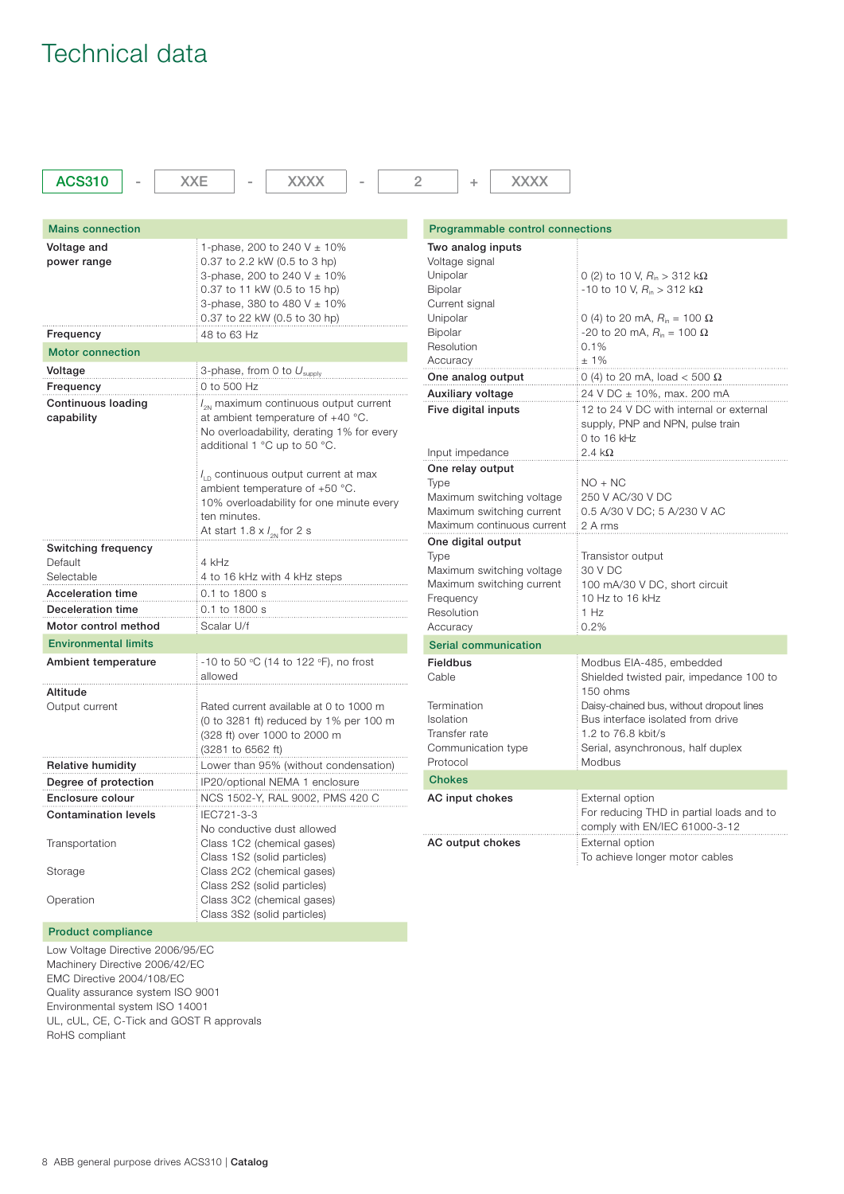# Technical data

ACS310 - XXE - XXXX - 2 + XXXX

| Mains connection | |
|---|---|
| **Voltage and power range** | 1-phase, 200 to 240 V ± 10%<br>0.37 to 2.2 kW (0.5 to 3 hp)<br>3-phase, 200 to 240 V ± 10%<br>0.37 to 11 kW (0.5 to 15 hp)<br>3-phase, 380 to 480 V ± 10%<br>0.37 to 22 kW (0.5 to 30 hp) |
| **Frequency** | 48 to 63 Hz |
| **Motor connection** | |
| **Voltage** | 3-phase, from 0 to $U_{supply}$ |
| **Frequency** | 0 to 500 Hz |
| **Continuous loading capability** | $I_{2N}$ maximum continuous output current at ambient temperature of +40 °C.<br>No overloadability, derating 1% for every additional 1 °C up to 50 °C.<br><br>$I_{LD}$ continuous output current at max ambient temperature of +50 °C.<br>10% overloadability for one minute every ten minutes.<br>At start 1.8 x $I_{2N}$ for 2 s |
| **Switching frequency**<br>Default<br>Selectable | <br>4 kHz<br>4 to 16 kHz with 4 kHz steps |
| **Acceleration time** | 0.1 to 1800 s |
| **Deceleration time** | 0.1 to 1800 s |
| **Motor control method** | Scalar U/f |
| **Environmental limits** | |
| **Ambient temperature** | -10 to 50 °C (14 to 122 °F), no frost allowed |
| **Altitude**<br>Output current | <br>Rated current available at 0 to 1000 m (0 to 3281 ft) reduced by 1% per 100 m (328 ft) over 1000 to 2000 m (3281 to 6562 ft) |
| **Relative humidity** | Lower than 95% (without condensation) |
| **Degree of protection** | IP20/optional NEMA 1 enclosure |
| **Enclosure colour** | NCS 1502-Y, RAL 9002, PMS 420 C |
| **Contamination levels**<br><br>Transportation<br><br>Storage<br><br>Operation | IEC721-3-3<br>No conductive dust allowed<br>Class 1C2 (chemical gases)<br>Class 1S2 (solid particles)<br>Class 2C2 (chemical gases)<br>Class 2S2 (solid particles)<br>Class 3C2 (chemical gases)<br>Class 3S2 (solid particles) |

**Product compliance**

Low Voltage Directive 2006/95/EC
Machinery Directive 2006/42/EC
EMC Directive 2004/108/EC
Quality assurance system ISO 9001
Environmental system ISO 14001
UL, cUL, CE, C-Tick and GOST R approvals
RoHS compliant

| Programmable control connections | |
|---|---|
| **Two analog inputs**<br>Voltage signal<br>Unipolar<br>Bipolar<br>Current signal<br>Unipolar<br>Bipolar<br>Resolution<br>Accuracy | <br><br>0 (2) to 10 V, $R_{in}$ > 312 kΩ<br>-10 to 10 V, $R_{in}$ > 312 kΩ<br><br>0 (4) to 20 mA, $R_{in}$ = 100 Ω<br>-20 to 20 mA, $R_{in}$ = 100 Ω<br>0.1%<br>± 1% |
| **One analog output** | 0 (4) to 20 mA, load < 500 Ω |
| **Auxiliary voltage** | 24 V DC ± 10%, max. 200 mA |
| **Five digital inputs**<br><br><br>Input impedance | 12 to 24 V DC with internal or external supply, PNP and NPN, pulse train<br>0 to 16 kHz<br>2.4 kΩ |
| **One relay output**<br>Type<br>Maximum switching voltage<br>Maximum switching current<br>Maximum continuous current | <br>NO + NC<br>250 V AC/30 V DC<br>0.5 A/30 V DC; 5 A/230 V AC<br>2 A rms |
| **One digital output**<br>Type<br>Maximum switching voltage<br>Maximum switching current<br>Frequency<br>Resolution<br>Accuracy | <br>Transistor output<br>30 V DC<br>100 mA/30 V DC, short circuit<br>10 Hz to 16 kHz<br>1 Hz<br>0.2% |
| **Serial communication** | |
| **Fieldbus**<br>Cable<br><br>Termination<br>Isolation<br>Transfer rate<br>Communication type<br>Protocol | Modbus EIA-485, embedded<br>Shielded twisted pair, impedance 100 to 150 ohms<br>Daisy-chained bus, without dropout lines<br>Bus interface isolated from drive<br>1.2 to 76.8 kbit/s<br>Serial, asynchronous, half duplex<br>Modbus |
| **Chokes** | |
| **AC input chokes** | External option<br>For reducing THD in partial loads and to comply with EN/IEC 61000-3-12 |
| **AC output chokes** | External option<br>To achieve longer motor cables |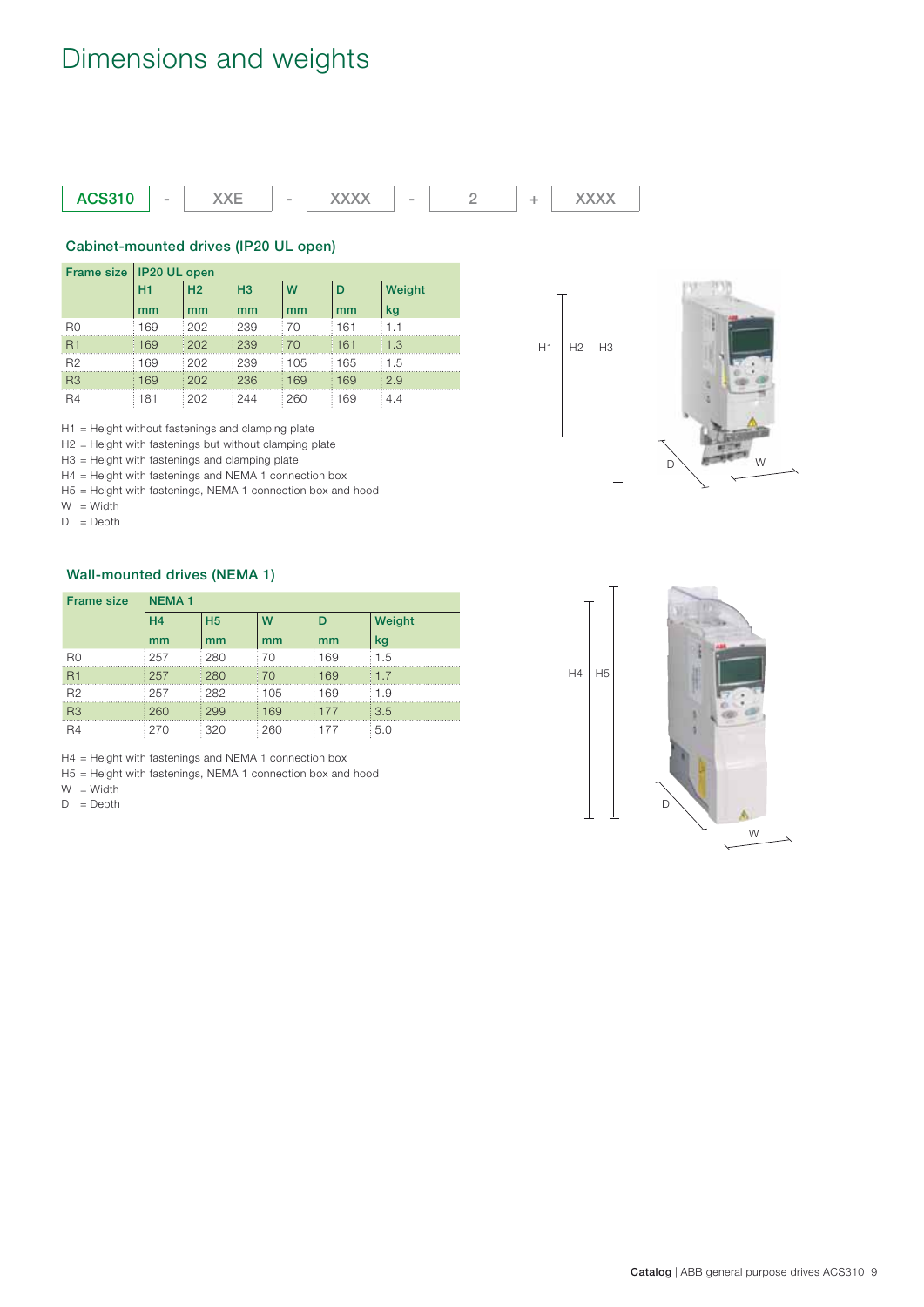# Dimensions and weights

| ACS310 | - | XXE | - | XXXX | - | 2 | + | XXXX |
|---|---|---|---|---|---|---|---|---|

## Cabinet-mounted drives (IP20 UL open)

| Frame size | IP20 UL open | | | | | |
|---|---|---|---|---|---|---|
| | H1 | H2 | H3 | W | D | Weight |
| | mm | mm | mm | mm | mm | kg |
| R0 | 169 | 202 | 239 | 70 | 161 | 1.1 |
| R1 | 169 | 202 | 239 | 70 | 161 | 1.3 |
| R2 | 169 | 202 | 239 | 105 | 165 | 1.5 |
| R3 | 169 | 202 | 236 | 169 | 169 | 2.9 |
| R4 | 181 | 202 | 244 | 260 | 169 | 4.4 |

H1 = Height without fastenings and clamping plate
H2 = Height with fastenings but without clamping plate
H3 = Height with fastenings and clamping plate
H4 = Height with fastenings and NEMA 1 connection box
H5 = Height with fastenings, NEMA 1 connection box and hood
W = Width
D = Depth

## Wall-mounted drives (NEMA 1)

| Frame size | NEMA 1 | | | | |
|---|---|---|---|---|---|
| | H4 | H5 | W | D | Weight |
| | mm | mm | mm | mm | kg |
| R0 | 257 | 280 | 70 | 169 | 1.5 |
| R1 | 257 | 280 | 70 | 169 | 1.7 |
| R2 | 257 | 282 | 105 | 169 | 1.9 |
| R3 | 260 | 299 | 169 | 177 | 3.5 |
| R4 | 270 | 320 | 260 | 177 | 5.0 |

H4 = Height with fastenings and NEMA 1 connection box
H5 = Height with fastenings, NEMA 1 connection box and hood
W = Width
D = Depth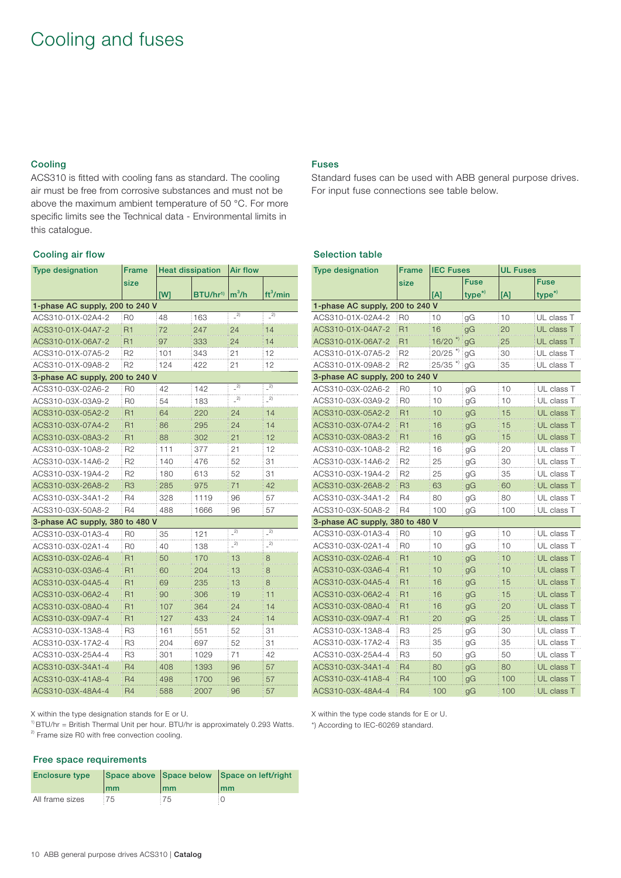# Cooling and fuses

### Cooling

ACS310 is fitted with cooling fans as standard. The cooling air must be free from corrosive substances and must not be above the maximum ambient temperature of 50 °C. For more specific limits see the Technical data - Environmental limits in this catalogue.

### Cooling air flow

| Type designation | Frame size | Heat dissipation | | Air flow | |
|---|---|---|---|---|---|
| | | [W] | BTU/hr[1] | $m^3/h$ | $ft^3/min$ |
| **1-phase AC supply, 200 to 240 V** | | | | | |
| ACS310-01X-02A4-2 | R0 | 48 | 163 | -[2] | -[2] |
| ACS310-01X-04A7-2 | R1 | 72 | 247 | 24 | 14 |
| ACS310-01X-06A7-2 | R1 | 97 | 333 | 24 | 14 |
| ACS310-01X-07A5-2 | R2 | 101 | 343 | 21 | 12 |
| ACS310-01X-09A8-2 | R2 | 124 | 422 | 21 | 12 |
| **3-phase AC supply, 200 to 240 V** | | | | | |
| ACS310-03X-02A6-2 | R0 | 42 | 142 | -[2] | -[2] |
| ACS310-03X-03A9-2 | R0 | 54 | 183 | -[2] | -[2] |
| ACS310-03X-05A2-2 | R1 | 64 | 220 | 24 | 14 |
| ACS310-03X-07A4-2 | R1 | 86 | 295 | 24 | 14 |
| ACS310-03X-08A3-2 | R1 | 88 | 302 | 21 | 12 |
| ACS310-03X-10A8-2 | R2 | 111 | 377 | 21 | 12 |
| ACS310-03X-14A6-2 | R2 | 140 | 476 | 52 | 31 |
| ACS310-03X-19A4-2 | R2 | 180 | 613 | 52 | 31 |
| ACS310-03X-26A8-2 | R3 | 285 | 975 | 71 | 42 |
| ACS310-03X-34A1-2 | R4 | 328 | 1119 | 96 | 57 |
| ACS310-03X-50A8-2 | R4 | 488 | 1666 | 96 | 57 |
| **3-phase AC supply, 380 to 480 V** | | | | | |
| ACS310-03X-01A3-4 | R0 | 35 | 121 | -[2] | -[2] |
| ACS310-03X-02A1-4 | R0 | 40 | 138 | -[2] | -[2] |
| ACS310-03X-02A6-4 | R1 | 50 | 170 | 13 | 8 |
| ACS310-03X-03A6-4 | R1 | 60 | 204 | 13 | 8 |
| ACS310-03X-04A5-4 | R1 | 69 | 235 | 13 | 8 |
| ACS310-03X-06A2-4 | R1 | 90 | 306 | 19 | 11 |
| ACS310-03X-08A0-4 | R1 | 107 | 364 | 24 | 14 |
| ACS310-03X-09A7-4 | R1 | 127 | 433 | 24 | 14 |
| ACS310-03X-13A8-4 | R3 | 161 | 551 | 52 | 31 |
| ACS310-03X-17A2-4 | R3 | 204 | 697 | 52 | 31 |
| ACS310-03X-25A4-4 | R3 | 301 | 1029 | 71 | 42 |
| ACS310-03X-34A1-4 | R4 | 408 | 1393 | 96 | 57 |
| ACS310-03X-41A8-4 | R4 | 498 | 1700 | 96 | 57 |
| ACS310-03X-48A4-4 | R4 | 588 | 2007 | 96 | 57 |

X within the type designation stands for E or U.
[1] BTU/hr = British Thermal Unit per hour. BTU/hr is approximately 0.293 Watts.
[2] Frame size R0 with free convection cooling.

### Free space requirements

| Enclosure type | Space above | Space below | Space on left/right |
|---|---|---|---|
| | mm | mm | mm |
| All frame sizes | 75 | 75 | 0 |

### Fuses

Standard fuses can be used with ABB general purpose drives. For input fuse connections see table below.

### Selection table

| Type designation | Frame size | IEC Fuses | | UL Fuses | |
|---|---|---|---|---|---|
| | | [A] | Fuse type*) | [A] | Fuse type*) |
| **1-phase AC supply, 200 to 240 V** | | | | | |
| ACS310-01X-02A4-2 | R0 | 10 | gG | 10 | UL class T |
| ACS310-01X-04A7-2 | R1 | 16 | gG | 20 | UL class T |
| ACS310-01X-06A7-2 | R1 | 16/20 *) | gG | 25 | UL class T |
| ACS310-01X-07A5-2 | R2 | 20/25 *) | gG | 30 | UL class T |
| ACS310-01X-09A8-2 | R2 | 25/35 *) | gG | 35 | UL class T |
| **3-phase AC supply, 200 to 240 V** | | | | | |
| ACS310-03X-02A6-2 | R0 | 10 | gG | 10 | UL class T |
| ACS310-03X-03A9-2 | R0 | 10 | gG | 10 | UL class T |
| ACS310-03X-05A2-2 | R1 | 10 | gG | 15 | UL class T |
| ACS310-03X-07A4-2 | R1 | 16 | gG | 15 | UL class T |
| ACS310-03X-08A3-2 | R1 | 16 | gG | 15 | UL class T |
| ACS310-03X-10A8-2 | R2 | 16 | gG | 20 | UL class T |
| ACS310-03X-14A6-2 | R2 | 25 | gG | 30 | UL class T |
| ACS310-03X-19A4-2 | R2 | 25 | gG | 35 | UL class T |
| ACS310-03X-26A8-2 | R3 | 63 | gG | 60 | UL class T |
| ACS310-03X-34A1-2 | R4 | 80 | gG | 80 | UL class T |
| ACS310-03X-50A8-2 | R4 | 100 | gG | 100 | UL class T |
| **3-phase AC supply, 380 to 480 V** | | | | | |
| ACS310-03X-01A3-4 | R0 | 10 | gG | 10 | UL class T |
| ACS310-03X-02A1-4 | R0 | 10 | gG | 10 | UL class T |
| ACS310-03X-02A6-4 | R1 | 10 | gG | 10 | UL class T |
| ACS310-03X-03A6-4 | R1 | 10 | gG | 10 | UL class T |
| ACS310-03X-04A5-4 | R1 | 16 | gG | 15 | UL class T |
| ACS310-03X-06A2-4 | R1 | 16 | gG | 15 | UL class T |
| ACS310-03X-08A0-4 | R1 | 16 | gG | 20 | UL class T |
| ACS310-03X-09A7-4 | R1 | 20 | gG | 25 | UL class T |
| ACS310-03X-13A8-4 | R3 | 25 | gG | 30 | UL class T |
| ACS310-03X-17A2-4 | R3 | 35 | gG | 35 | UL class T |
| ACS310-03X-25A4-4 | R3 | 50 | gG | 50 | UL class T |
| ACS310-03X-34A1-4 | R4 | 80 | gG | 80 | UL class T |
| ACS310-03X-41A8-4 | R4 | 100 | gG | 100 | UL class T |
| ACS310-03X-48A4-4 | R4 | 100 | gG | 100 | UL class T |

X within the type code stands for E or U.
*) According to IEC-60269 standard.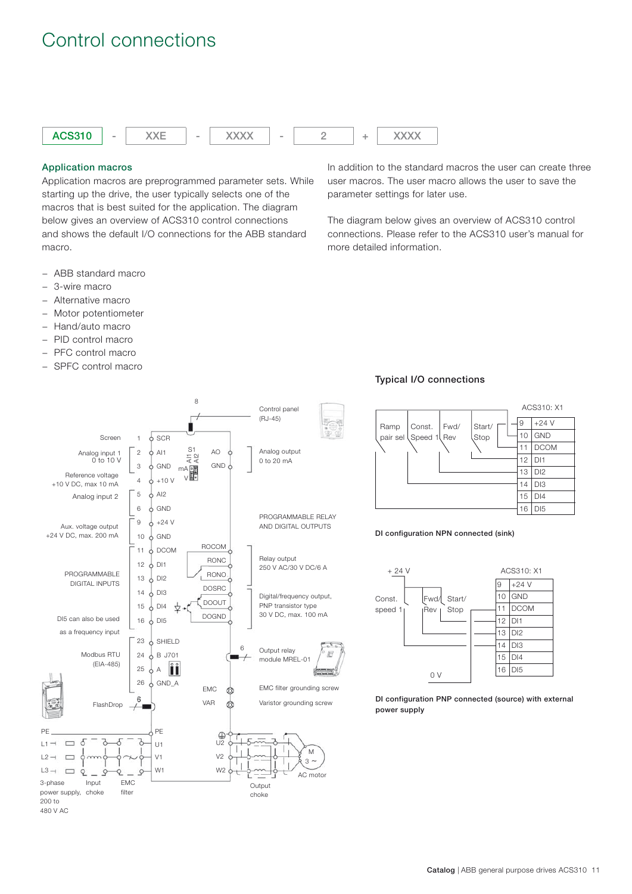# Control connections

ACS310 - XXE - XXXX - 2 + XXXX

### Application macros

Application macros are preprogrammed parameter sets. While starting up the drive, the user typically selects one of the macros that is best suited for the application. The diagram below gives an overview of ACS310 control connections and shows the default I/O connections for the ABB standard macro.

- ABB standard macro
- 3-wire macro
- Alternative macro
- Motor potentiometer
- Hand/auto macro
- PID control macro
- PFC control macro
- SPFC control macro

In addition to the standard macros the user can create three user macros. The user macro allows the user to save the parameter settings for later use.

The diagram below gives an overview of ACS310 control connections. Please refer to the ACS310 user's manual for more detailed information.

| Function | Terminal | Signal |
|---|---|---|
| Screen | 1 | SCR |
| Analog input 1, 0 to 10 V | 2 | AI1 |
| | 3 | GND |
| Reference voltage +10 V DC, max 10 mA | 4 | +10 V |
| Analog input 2 | 5 | AI2 |
| | 6 | GND |
| Aux. voltage output +24 V DC, max. 200 mA | 9 | +24 V |
| | 10 | GND |
| Programmable digital inputs | 11 | DCOM |
| | 12 | DI1 |
| | 13 | DI2 |
| | 14 | DI3 |
| | 15 | DI4 |
| DI5 can also be used as a frequency input | 16 | DI5 |
| Modbus RTU (EIA-485) | 23 | SHIELD |
| | 24 | B J701 |
| | 25 | A |
| | 26 | GND_A |

Control panel (RJ-45)

Analog output 0 to 20 mA (AO, GND)

PROGRAMMABLE RELAY AND DIGITAL OUTPUTS

Relay output 250 V AC/30 V DC/6 A (ROCOM, RONC, RONO)

Digital/frequency output, PNP transistor type 30 V DC, max. 100 mA (DOSRC, DOOUT, DOGND)

Output relay module MREL-01

EMC filter grounding screw

Varistor grounding screw

FlashDrop

3-phase power supply, 200 to 480 V AC (PE, L1, L2, L3) – Input choke – EMC filter – PE, U1, V1, W1

U2, V2, W2 – Output choke – AC motor

### Typical I/O connections

**DI configuration NPN connected (sink)**

Ramp pair sel, Const. Speed 1, Fwd/Rev, Start/Stop

| ACS310: X1 | |
|---|---|
| 9 | +24 V |
| 10 | GND |
| 11 | DCOM |
| 12 | DI1 |
| 13 | DI2 |
| 14 | DI3 |
| 15 | DI4 |
| 16 | DI5 |

**DI configuration PNP connected (source) with external power supply**

+ 24 V, 0 V, Const. speed 1, Fwd/Rev, Start/Stop

| ACS310: X1 | |
|---|---|
| 9 | +24 V |
| 10 | GND |
| 11 | DCOM |
| 12 | DI1 |
| 13 | DI2 |
| 14 | DI3 |
| 15 | DI4 |
| 16 | DI5 |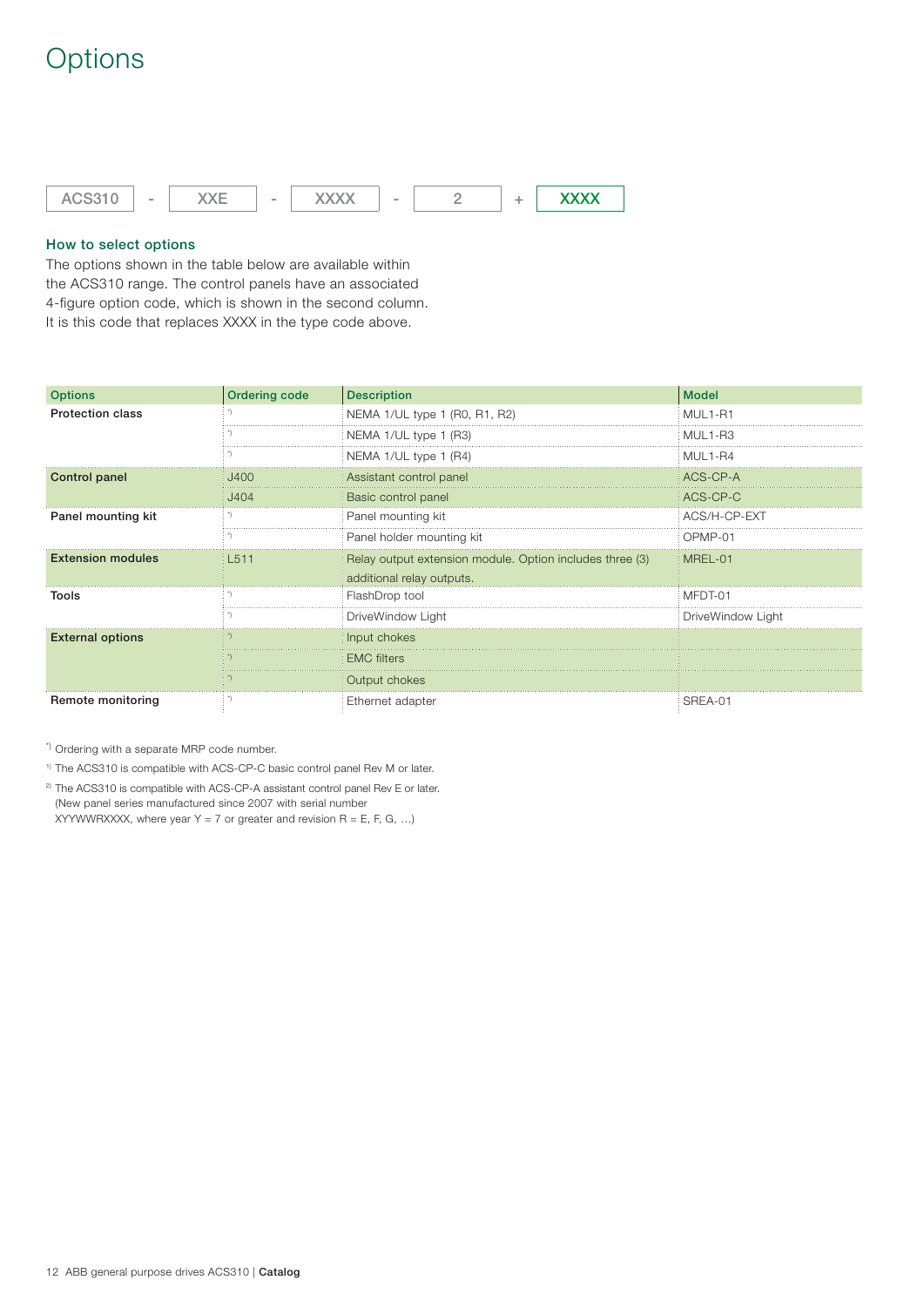# Options

ACS310 - XXE - XXXX - 2 + **XXXX**

### How to select options

The options shown in the table below are available within the ACS310 range. The control panels have an associated 4-figure option code, which is shown in the second column. It is this code that replaces XXXX in the type code above.

| Options | Ordering code | Description | Model |
|---|---|---|---|
| **Protection class** | *) | NEMA 1/UL type 1 (R0, R1, R2) | MUL1-R1 |
| | *) | NEMA 1/UL type 1 (R3) | MUL1-R3 |
| | *) | NEMA 1/UL type 1 (R4) | MUL1-R4 |
| **Control panel** | J400 | Assistant control panel | ACS-CP-A |
| | J404 | Basic control panel | ACS-CP-C |
| **Panel mounting kit** | *) | Panel mounting kit | ACS/H-CP-EXT |
| | *) | Panel holder mounting kit | OPMP-01 |
| **Extension modules** | L511 | Relay output extension module. Option includes three (3) additional relay outputs. | MREL-01 |
| **Tools** | *) | FlashDrop tool | MFDT-01 |
| | *) | DriveWindow Light | DriveWindow Light |
| **External options** | *) | Input chokes | |
| | *) | EMC filters | |
| | *) | Output chokes | |
| **Remote monitoring** | *) | Ethernet adapter | SREA-01 |

*) Ordering with a separate MRP code number.

[1] The ACS310 is compatible with ACS-CP-C basic control panel Rev M or later.

[2] The ACS310 is compatible with ACS-CP-A assistant control panel Rev E or later. (New panel series manufactured since 2007 with serial number XYYWWRXXXX, where year Y = 7 or greater and revision R = E, F, G, …)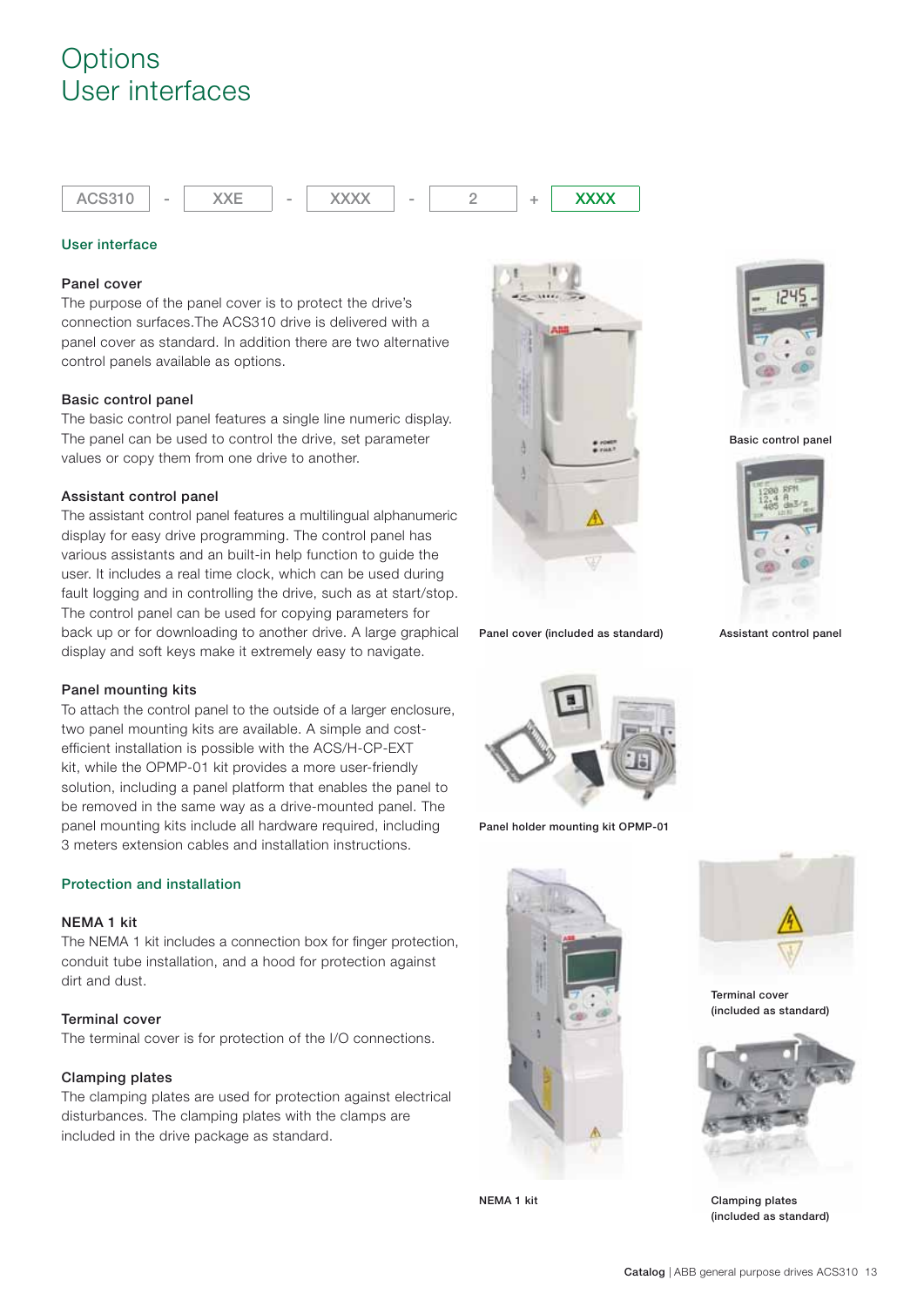# Options
# User interfaces

ACS310 - XXE - XXXX - 2 + **XXXX**

## User interface

### Panel cover

The purpose of the panel cover is to protect the drive's connection surfaces.The ACS310 drive is delivered with a panel cover as standard. In addition there are two alternative control panels available as options.

### Basic control panel

The basic control panel features a single line numeric display. The panel can be used to control the drive, set parameter values or copy them from one drive to another.

### Assistant control panel

The assistant control panel features a multilingual alphanumeric display for easy drive programming. The control panel has various assistants and an built-in help function to guide the user. It includes a real time clock, which can be used during fault logging and in controlling the drive, such as at start/stop. The control panel can be used for copying parameters for back up or for downloading to another drive. A large graphical display and soft keys make it extremely easy to navigate.

### Panel mounting kits

To attach the control panel to the outside of a larger enclosure, two panel mounting kits are available. A simple and cost-efficient installation is possible with the ACS/H-CP-EXT kit, while the OPMP-01 kit provides a more user-friendly solution, including a panel platform that enables the panel to be removed in the same way as a drive-mounted panel. The panel mounting kits include all hardware required, including 3 meters extension cables and installation instructions.

Panel cover (included as standard)

Basic control panel

Assistant control panel

Panel holder mounting kit OPMP-01

## Protection and installation

### NEMA 1 kit

The NEMA 1 kit includes a connection box for finger protection, conduit tube installation, and a hood for protection against dirt and dust.

### Terminal cover

The terminal cover is for protection of the I/O connections.

### Clamping plates

The clamping plates are used for protection against electrical disturbances. The clamping plates with the clamps are included in the drive package as standard.

NEMA 1 kit

Terminal cover (included as standard)

Clamping plates (included as standard)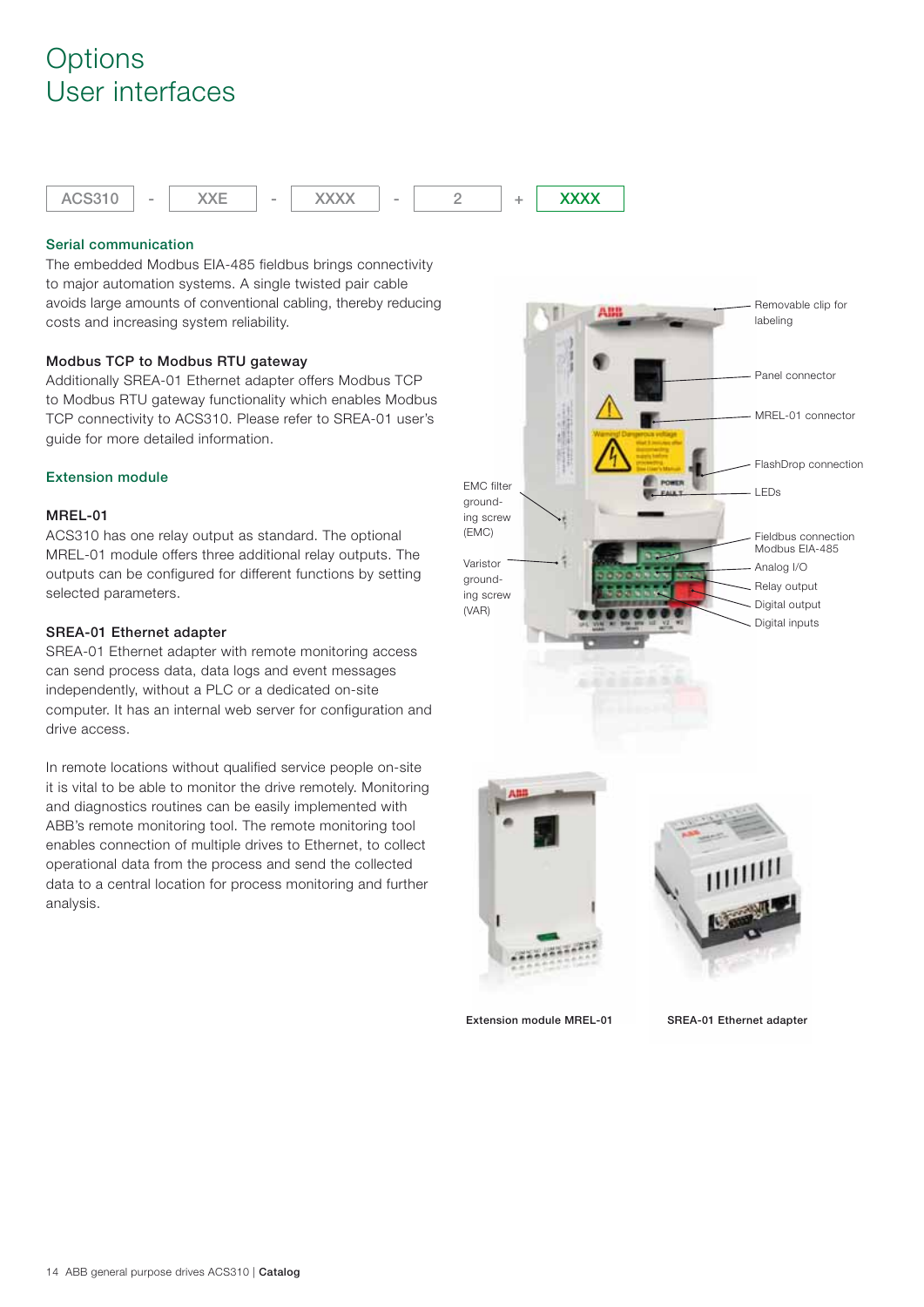# Options
## User interfaces

| ACS310 | - | XXE | - | XXXX | - | 2 | + | XXXX |
|---|---|---|---|---|---|---|---|---|

### Serial communication

The embedded Modbus EIA-485 fieldbus brings connectivity to major automation systems. A single twisted pair cable avoids large amounts of conventional cabling, thereby reducing costs and increasing system reliability.

**Modbus TCP to Modbus RTU gateway**

Additionally SREA-01 Ethernet adapter offers Modbus TCP to Modbus RTU gateway functionality which enables Modbus TCP connectivity to ACS310. Please refer to SREA-01 user's guide for more detailed information.

### Extension module

**MREL-01**

ACS310 has one relay output as standard. The optional MREL-01 module offers three additional relay outputs. The outputs can be configured for different functions by setting selected parameters.

**SREA-01 Ethernet adapter**

SREA-01 Ethernet adapter with remote monitoring access can send process data, data logs and event messages independently, without a PLC or a dedicated on-site computer. It has an internal web server for configuration and drive access.

In remote locations without qualified service people on-site it is vital to be able to monitor the drive remotely. Monitoring and diagnostics routines can be easily implemented with ABB's remote monitoring tool. The remote monitoring tool enables connection of multiple drives to Ethernet, to collect operational data from the process and send the collected data to a central location for process monitoring and further analysis.

Removable clip for labeling

Panel connector

MREL-01 connector

FlashDrop connection

LEDs

EMC filter grounding screw (EMC)

Varistor grounding screw (VAR)

Fieldbus connection Modbus EIA-485

Analog I/O

Relay output

Digital output

Digital inputs

Extension module MREL-01

SREA-01 Ethernet adapter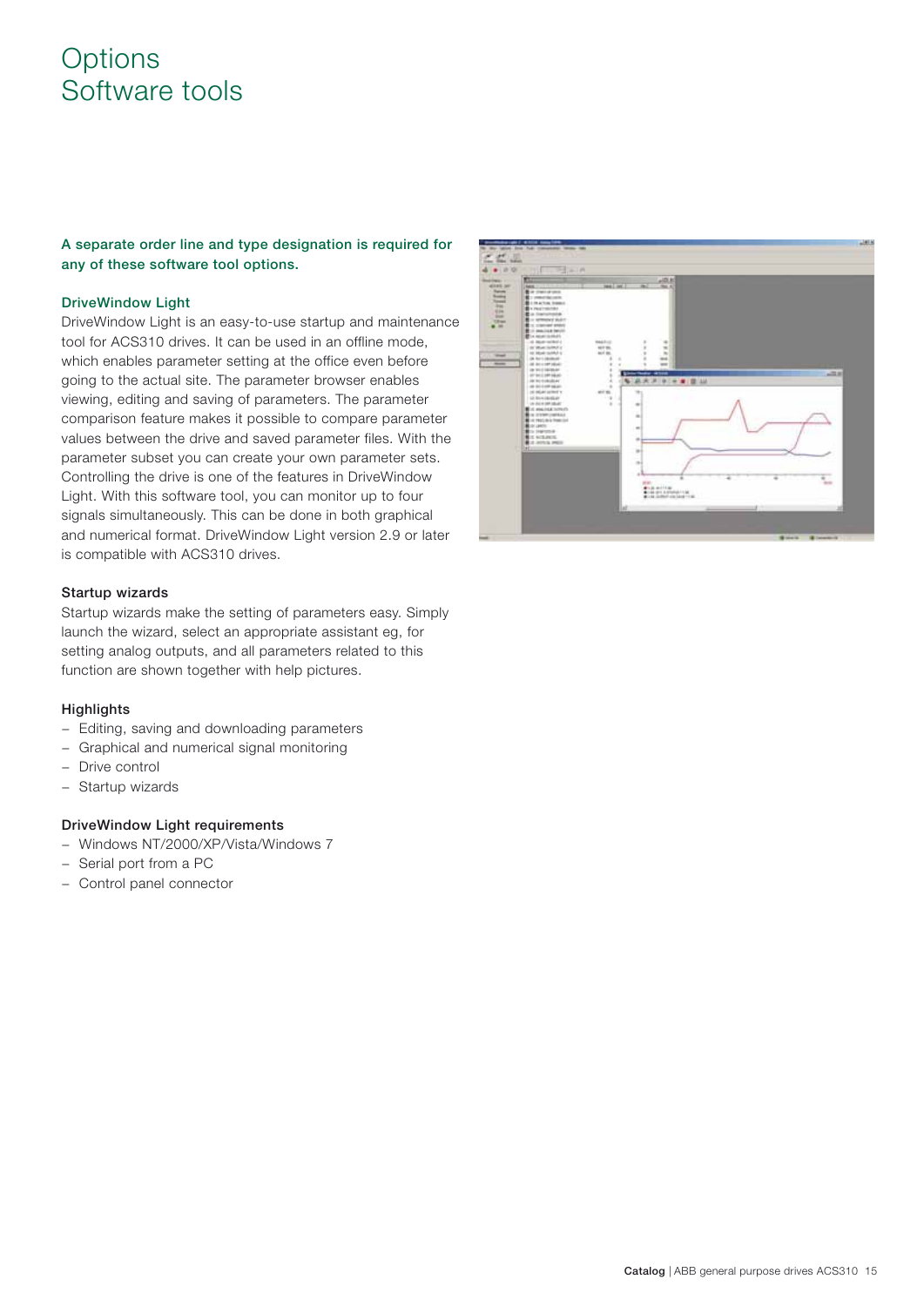# Options
Software tools

**A separate order line and type designation is required for any of these software tool options.**

### DriveWindow Light

DriveWindow Light is an easy-to-use startup and maintenance tool for ACS310 drives. It can be used in an offline mode, which enables parameter setting at the office even before going to the actual site. The parameter browser enables viewing, editing and saving of parameters. The parameter comparison feature makes it possible to compare parameter values between the drive and saved parameter files. With the parameter subset you can create your own parameter sets. Controlling the drive is one of the features in DriveWindow Light. With this software tool, you can monitor up to four signals simultaneously. This can be done in both graphical and numerical format. DriveWindow Light version 2.9 or later is compatible with ACS310 drives.

### Startup wizards

Startup wizards make the setting of parameters easy. Simply launch the wizard, select an appropriate assistant eg, for setting analog outputs, and all parameters related to this function are shown together with help pictures.

### Highlights

- Editing, saving and downloading parameters
- Graphical and numerical signal monitoring
- Drive control
- Startup wizards

### DriveWindow Light requirements

- Windows NT/2000/XP/Vista/Windows 7
- Serial port from a PC
- Control panel connector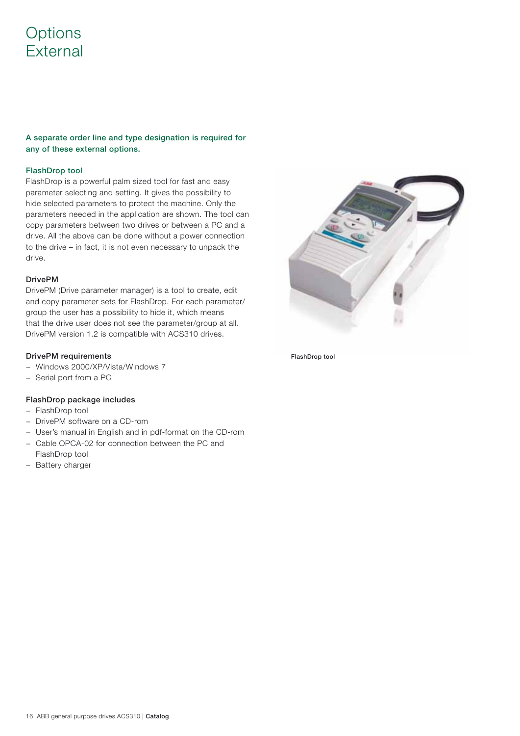# Options
# External

**A separate order line and type designation is required for any of these external options.**

### FlashDrop tool

FlashDrop is a powerful palm sized tool for fast and easy parameter selecting and setting. It gives the possibility to hide selected parameters to protect the machine. Only the parameters needed in the application are shown. The tool can copy parameters between two drives or between a PC and a drive. All the above can be done without a power connection to the drive – in fact, it is not even necessary to unpack the drive.

### DrivePM

DrivePM (Drive parameter manager) is a tool to create, edit and copy parameter sets for FlashDrop. For each parameter/group the user has a possibility to hide it, which means that the drive user does not see the parameter/group at all. DrivePM version 1.2 is compatible with ACS310 drives.

### DrivePM requirements

- Windows 2000/XP/Vista/Windows 7
- Serial port from a PC

### FlashDrop package includes

- FlashDrop tool
- DrivePM software on a CD-rom
- User's manual in English and in pdf-format on the CD-rom
- Cable OPCA-02 for connection between the PC and FlashDrop tool
- Battery charger

FlashDrop tool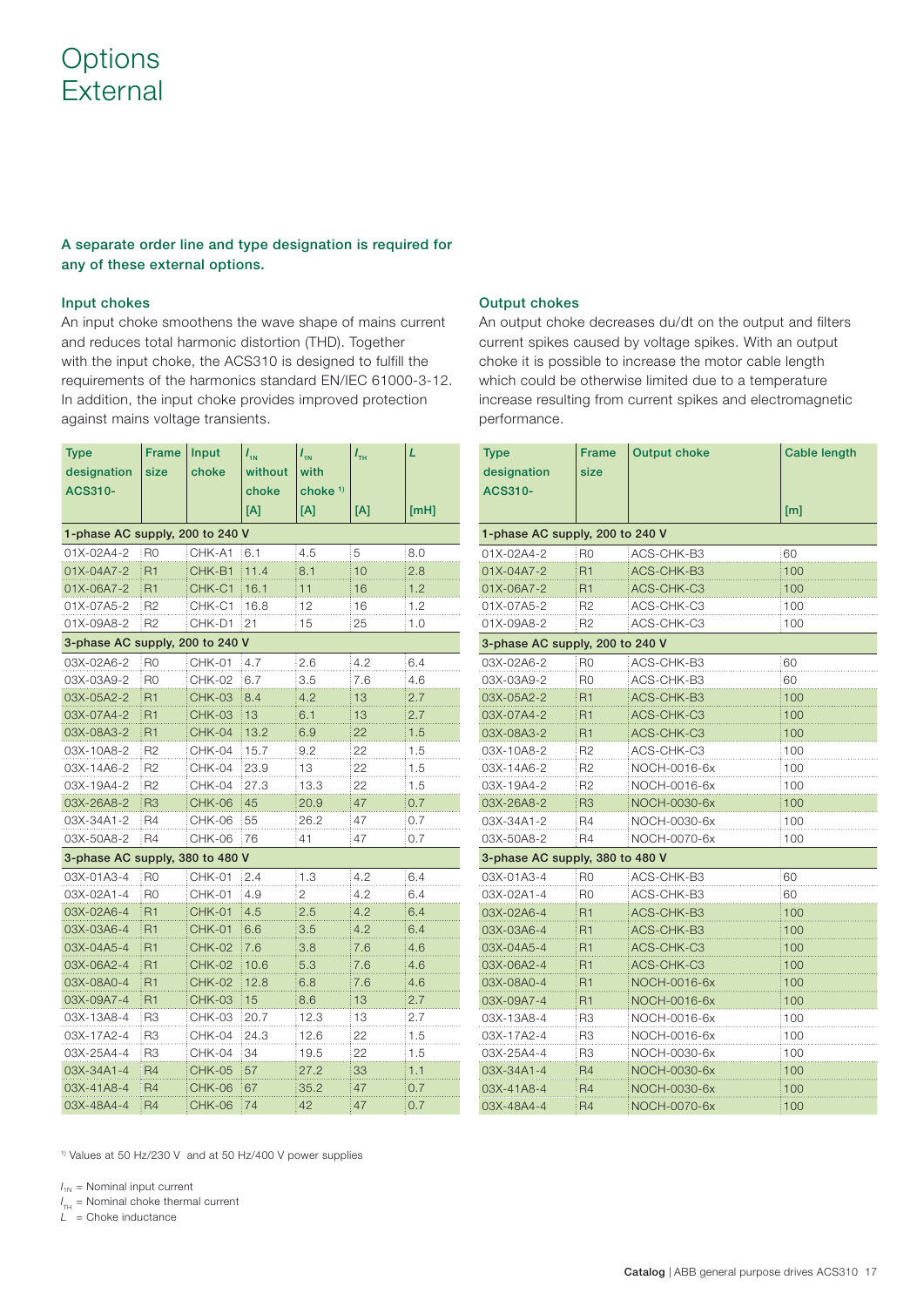# Options
# External

**A separate order line and type designation is required for any of these external options.**

### Input chokes

An input choke smoothens the wave shape of mains current and reduces total harmonic distortion (THD). Together with the input choke, the ACS310 is designed to fulfill the requirements of the harmonics standard EN/IEC 61000-3-12. In addition, the input choke provides improved protection against mains voltage transients.

| Type designation ACS310- | Frame size | Input choke | $I_{1N}$ without choke [A] | $I_{1N}$ with choke [1] [A] | $I_{TH}$ [A] | $L$ [mH] |
|---|---|---|---|---|---|---|
| **1-phase AC supply, 200 to 240 V** | | | | | | |
| 01X-02A4-2 | R0 | CHK-A1 | 6.1 | 4.5 | 5 | 8.0 |
| 01X-04A7-2 | R1 | CHK-B1 | 11.4 | 8.1 | 10 | 2.8 |
| 01X-06A7-2 | R1 | CHK-C1 | 16.1 | 11 | 16 | 1.2 |
| 01X-07A5-2 | R2 | CHK-C1 | 16.8 | 12 | 16 | 1.2 |
| 01X-09A8-2 | R2 | CHK-D1 | 21 | 15 | 25 | 1.0 |
| **3-phase AC supply, 200 to 240 V** | | | | | | |
| 03X-02A6-2 | R0 | CHK-01 | 4.7 | 2.6 | 4.2 | 6.4 |
| 03X-03A9-2 | R0 | CHK-02 | 6.7 | 3.5 | 7.6 | 4.6 |
| 03X-05A2-2 | R1 | CHK-03 | 8.4 | 4.2 | 13 | 2.7 |
| 03X-07A4-2 | R1 | CHK-03 | 13 | 6.1 | 13 | 2.7 |
| 03X-08A3-2 | R1 | CHK-04 | 13.2 | 6.9 | 22 | 1.5 |
| 03X-10A8-2 | R2 | CHK-04 | 15.7 | 9.2 | 22 | 1.5 |
| 03X-14A6-2 | R2 | CHK-04 | 23.9 | 13 | 22 | 1.5 |
| 03X-19A4-2 | R2 | CHK-04 | 27.3 | 13.3 | 22 | 1.5 |
| 03X-26A8-2 | R3 | CHK-06 | 45 | 20.9 | 47 | 0.7 |
| 03X-34A1-2 | R4 | CHK-06 | 55 | 26.2 | 47 | 0.7 |
| 03X-50A8-2 | R4 | CHK-06 | 76 | 41 | 47 | 0.7 |
| **3-phase AC supply, 380 to 480 V** | | | | | | |
| 03X-01A3-4 | R0 | CHK-01 | 2.4 | 1.3 | 4.2 | 6.4 |
| 03X-02A1-4 | R0 | CHK-01 | 4.9 | 2 | 4.2 | 6.4 |
| 03X-02A6-4 | R1 | CHK-01 | 4.5 | 2.5 | 4.2 | 6.4 |
| 03X-03A6-4 | R1 | CHK-01 | 6.6 | 3.5 | 4.2 | 6.4 |
| 03X-04A5-4 | R1 | CHK-02 | 7.6 | 3.8 | 7.6 | 4.6 |
| 03X-06A2-4 | R1 | CHK-02 | 10.6 | 5.3 | 7.6 | 4.6 |
| 03X-08A0-4 | R1 | CHK-02 | 12.8 | 6.8 | 7.6 | 4.6 |
| 03X-09A7-4 | R1 | CHK-03 | 15 | 8.6 | 13 | 2.7 |
| 03X-13A8-4 | R3 | CHK-03 | 20.7 | 12.3 | 13 | 2.7 |
| 03X-17A2-4 | R3 | CHK-04 | 24.3 | 12.6 | 22 | 1.5 |
| 03X-25A4-4 | R3 | CHK-04 | 34 | 19.5 | 22 | 1.5 |
| 03X-34A1-4 | R4 | CHK-05 | 57 | 27.2 | 33 | 1.1 |
| 03X-41A8-4 | R4 | CHK-06 | 67 | 35.2 | 47 | 0.7 |
| 03X-48A4-4 | R4 | CHK-06 | 74 | 42 | 47 | 0.7 |

### Output chokes

An output choke decreases du/dt on the output and filters current spikes caused by voltage spikes. With an output choke it is possible to increase the motor cable length which could be otherwise limited due to a temperature increase resulting from current spikes and electromagnetic performance.

| Type designation ACS310- | Frame size | Output choke | Cable length [m] |
|---|---|---|---|
| **1-phase AC supply, 200 to 240 V** | | | |
| 01X-02A4-2 | R0 | ACS-CHK-B3 | 60 |
| 01X-04A7-2 | R1 | ACS-CHK-B3 | 100 |
| 01X-06A7-2 | R1 | ACS-CHK-C3 | 100 |
| 01X-07A5-2 | R2 | ACS-CHK-C3 | 100 |
| 01X-09A8-2 | R2 | ACS-CHK-C3 | 100 |
| **3-phase AC supply, 200 to 240 V** | | | |
| 03X-02A6-2 | R0 | ACS-CHK-B3 | 60 |
| 03X-03A9-2 | R0 | ACS-CHK-B3 | 60 |
| 03X-05A2-2 | R1 | ACS-CHK-B3 | 100 |
| 03X-07A4-2 | R1 | ACS-CHK-C3 | 100 |
| 03X-08A3-2 | R1 | ACS-CHK-C3 | 100 |
| 03X-10A8-2 | R2 | ACS-CHK-C3 | 100 |
| 03X-14A6-2 | R2 | NOCH-0016-6x | 100 |
| 03X-19A4-2 | R2 | NOCH-0016-6x | 100 |
| 03X-26A8-2 | R3 | NOCH-0030-6x | 100 |
| 03X-34A1-2 | R4 | NOCH-0030-6x | 100 |
| 03X-50A8-2 | R4 | NOCH-0070-6x | 100 |
| **3-phase AC supply, 380 to 480 V** | | | |
| 03X-01A3-4 | R0 | ACS-CHK-B3 | 60 |
| 03X-02A1-4 | R0 | ACS-CHK-B3 | 60 |
| 03X-02A6-4 | R1 | ACS-CHK-B3 | 100 |
| 03X-03A6-4 | R1 | ACS-CHK-B3 | 100 |
| 03X-04A5-4 | R1 | ACS-CHK-C3 | 100 |
| 03X-06A2-4 | R1 | ACS-CHK-C3 | 100 |
| 03X-08A0-4 | R1 | NOCH-0016-6x | 100 |
| 03X-09A7-4 | R1 | NOCH-0016-6x | 100 |
| 03X-13A8-4 | R3 | NOCH-0016-6x | 100 |
| 03X-17A2-4 | R3 | NOCH-0016-6x | 100 |
| 03X-25A4-4 | R3 | NOCH-0030-6x | 100 |
| 03X-34A1-4 | R4 | NOCH-0030-6x | 100 |
| 03X-41A8-4 | R4 | NOCH-0030-6x | 100 |
| 03X-48A4-4 | R4 | NOCH-0070-6x | 100 |

[1] Values at 50 Hz/230 V and at 50 Hz/400 V power supplies

$I_{1N}$ = Nominal input current
$I_{TH}$ = Nominal choke thermal current
$L$ = Choke inductance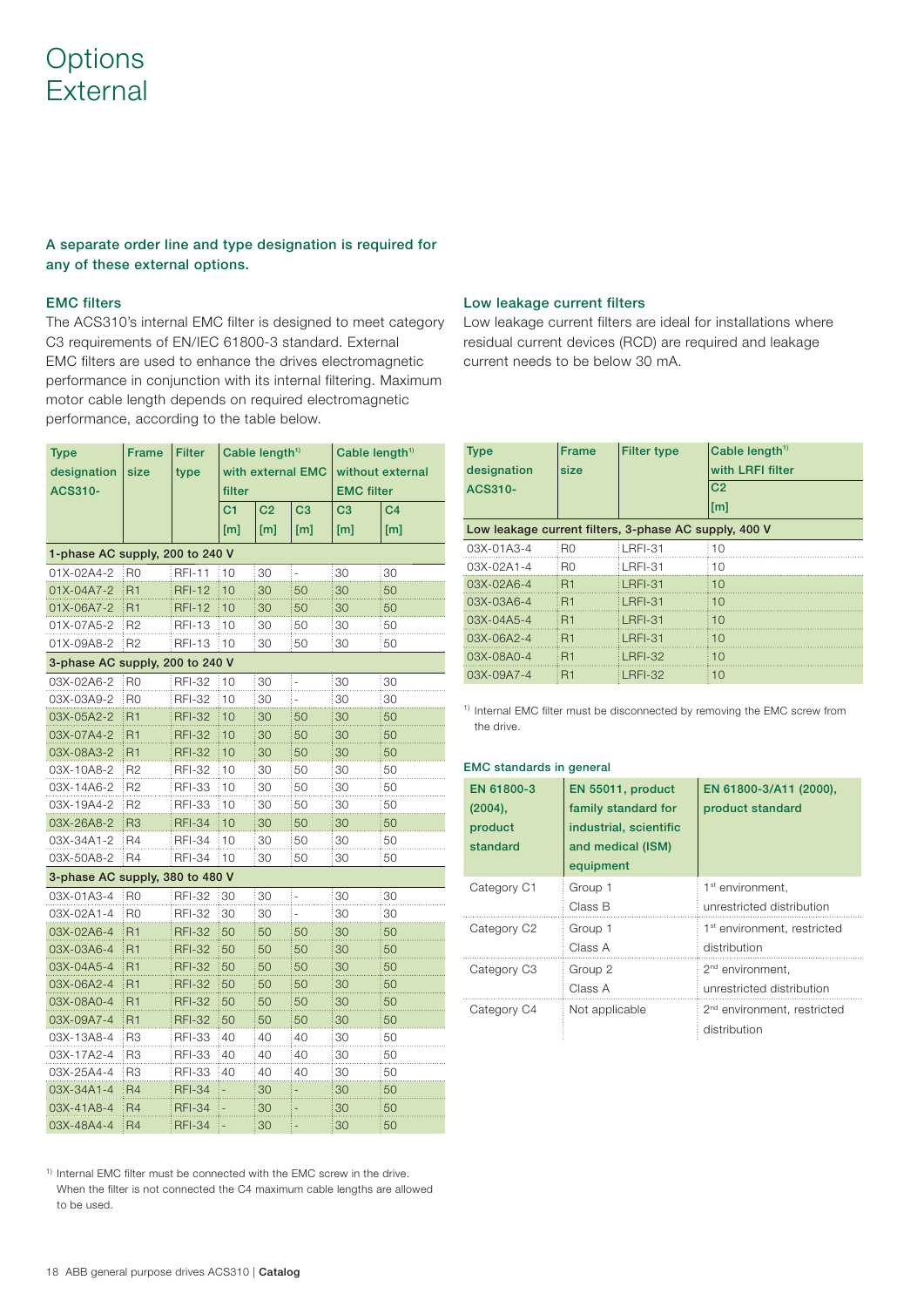# Options
# External

**A separate order line and type designation is required for any of these external options.**

### EMC filters

The ACS310's internal EMC filter is designed to meet category C3 requirements of EN/IEC 61800-3 standard. External EMC filters are used to enhance the drives electromagnetic performance in conjunction with its internal filtering. Maximum motor cable length depends on required electromagnetic performance, according to the table below.

| Type designation ACS310- | Frame size | Filter type | Cable length[1] with external EMC filter | | | Cable length[1] without external EMC filter | |
|---|---|---|---|---|---|---|---|
| | | | C1 [m] | C2 [m] | C3 [m] | C3 [m] | C4 [m] |
| **1-phase AC supply, 200 to 240 V** | | | | | | | |
| 01X-02A4-2 | R0 | RFI-11 | 10 | 30 | - | 30 | 30 |
| 01X-04A7-2 | R1 | RFI-12 | 10 | 30 | 50 | 30 | 50 |
| 01X-06A7-2 | R1 | RFI-12 | 10 | 30 | 50 | 30 | 50 |
| 01X-07A5-2 | R2 | RFI-13 | 10 | 30 | 50 | 30 | 50 |
| 01X-09A8-2 | R2 | RFI-13 | 10 | 30 | 50 | 30 | 50 |
| **3-phase AC supply, 200 to 240 V** | | | | | | | |
| 03X-02A6-2 | R0 | RFI-32 | 10 | 30 | - | 30 | 30 |
| 03X-03A9-2 | R0 | RFI-32 | 10 | 30 | - | 30 | 30 |
| 03X-05A2-2 | R1 | RFI-32 | 10 | 30 | 50 | 30 | 50 |
| 03X-07A4-2 | R1 | RFI-32 | 10 | 30 | 50 | 30 | 50 |
| 03X-08A3-2 | R1 | RFI-32 | 10 | 30 | 50 | 30 | 50 |
| 03X-10A8-2 | R2 | RFI-32 | 10 | 30 | 50 | 30 | 50 |
| 03X-14A6-2 | R2 | RFI-33 | 10 | 30 | 50 | 30 | 50 |
| 03X-19A4-2 | R2 | RFI-33 | 10 | 30 | 50 | 30 | 50 |
| 03X-26A8-2 | R3 | RFI-34 | 10 | 30 | 50 | 30 | 50 |
| 03X-34A1-2 | R4 | RFI-34 | 10 | 30 | 50 | 30 | 50 |
| 03X-50A8-2 | R4 | RFI-34 | 10 | 30 | 50 | 30 | 50 |
| **3-phase AC supply, 380 to 480 V** | | | | | | | |
| 03X-01A3-4 | R0 | RFI-32 | 30 | 30 | - | 30 | 30 |
| 03X-02A1-4 | R0 | RFI-32 | 30 | 30 | - | 30 | 30 |
| 03X-02A6-4 | R1 | RFI-32 | 50 | 50 | 50 | 30 | 50 |
| 03X-03A6-4 | R1 | RFI-32 | 50 | 50 | 50 | 30 | 50 |
| 03X-04A5-4 | R1 | RFI-32 | 50 | 50 | 50 | 30 | 50 |
| 03X-06A2-4 | R1 | RFI-32 | 50 | 50 | 50 | 30 | 50 |
| 03X-08A0-4 | R1 | RFI-32 | 50 | 50 | 50 | 30 | 50 |
| 03X-09A7-4 | R1 | RFI-32 | 50 | 50 | 50 | 30 | 50 |
| 03X-13A8-4 | R3 | RFI-33 | 40 | 40 | 40 | 30 | 50 |
| 03X-17A2-4 | R3 | RFI-33 | 40 | 40 | 40 | 30 | 50 |
| 03X-25A4-4 | R3 | RFI-33 | 40 | 40 | 40 | 30 | 50 |
| 03X-34A1-4 | R4 | RFI-34 | - | 30 | - | 30 | 50 |
| 03X-41A8-4 | R4 | RFI-34 | - | 30 | - | 30 | 50 |
| 03X-48A4-4 | R4 | RFI-34 | - | 30 | - | 30 | 50 |

[1] Internal EMC filter must be connected with the EMC screw in the drive. When the filter is not connected the C4 maximum cable lengths are allowed to be used.

### Low leakage current filters

Low leakage current filters are ideal for installations where residual current devices (RCD) are required and leakage current needs to be below 30 mA.

| Type designation ACS310- | Frame size | Filter type | Cable length[1] with LRFI filter C2 [m] |
|---|---|---|---|
| **Low leakage current filters, 3-phase AC supply, 400 V** | | | |
| 03X-01A3-4 | R0 | LRFI-31 | 10 |
| 03X-02A1-4 | R0 | LRFI-31 | 10 |
| 03X-02A6-4 | R1 | LRFI-31 | 10 |
| 03X-03A6-4 | R1 | LRFI-31 | 10 |
| 03X-04A5-4 | R1 | LRFI-31 | 10 |
| 03X-06A2-4 | R1 | LRFI-31 | 10 |
| 03X-08A0-4 | R1 | LRFI-32 | 10 |
| 03X-09A7-4 | R1 | LRFI-32 | 10 |

[1] Internal EMC filter must be disconnected by removing the EMC screw from the drive.

#### EMC standards in general

| EN 61800-3 (2004), product standard | EN 55011, product family standard for industrial, scientific and medical (ISM) equipment | EN 61800-3/A11 (2000), product standard |
|---|---|---|
| Category C1 | Group 1<br>Class B | 1st environment, unrestricted distribution |
| Category C2 | Group 1<br>Class A | 1st environment, restricted distribution |
| Category C3 | Group 2<br>Class A | 2nd environment, unrestricted distribution |
| Category C4 | Not applicable | 2nd environment, restricted distribution |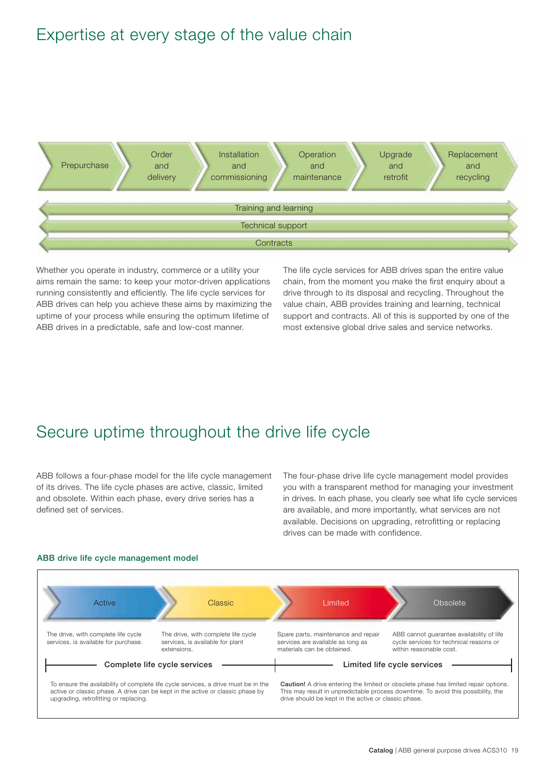# Expertise at every stage of the value chain

Prepurchase → Order and delivery → Installation and commissioning → Operation and maintenance → Upgrade and retrofit → Replacement and recycling

Training and learning

Technical support

Contracts

Whether you operate in industry, commerce or a utility your aims remain the same: to keep your motor-driven applications running consistently and efficiently. The life cycle services for ABB drives can help you achieve these aims by maximizing the uptime of your process while ensuring the optimum lifetime of ABB drives in a predictable, safe and low-cost manner.

The life cycle services for ABB drives span the entire value chain, from the moment you make the first enquiry about a drive through to its disposal and recycling. Throughout the value chain, ABB provides training and learning, technical support and contracts. All of this is supported by one of the most extensive global drive sales and service networks.

# Secure uptime throughout the drive life cycle

ABB follows a four-phase model for the life cycle management of its drives. The life cycle phases are active, classic, limited and obsolete. Within each phase, every drive series has a defined set of services.

The four-phase drive life cycle management model provides you with a transparent method for managing your investment in drives. In each phase, you clearly see what life cycle services are available, and more importantly, what services are not available. Decisions on upgrading, retrofitting or replacing drives can be made with confidence.

### ABB drive life cycle management model

| Active | Classic | Limited | Obsolete |
|---|---|---|---|
| The drive, with complete life cycle services, is available for purchase. | The drive, with complete life cycle services, is available for plant extensions. | Spare parts, maintenance and repair services are available as long as materials can be obtained. | ABB cannot guarantee availability of life cycle services for technical reasons or within reasonable cost. |
| **Complete life cycle services** | | **Limited life cycle services** | |

To ensure the availability of complete life cycle services, a drive must be in the active or classic phase. A drive can be kept in the active or classic phase by upgrading, retrofitting or replacing.

**Caution!** A drive entering the limited or obsolete phase has limited repair options. This may result in unpredictable process downtime. To avoid this possibility, the drive should be kept in the active or classic phase.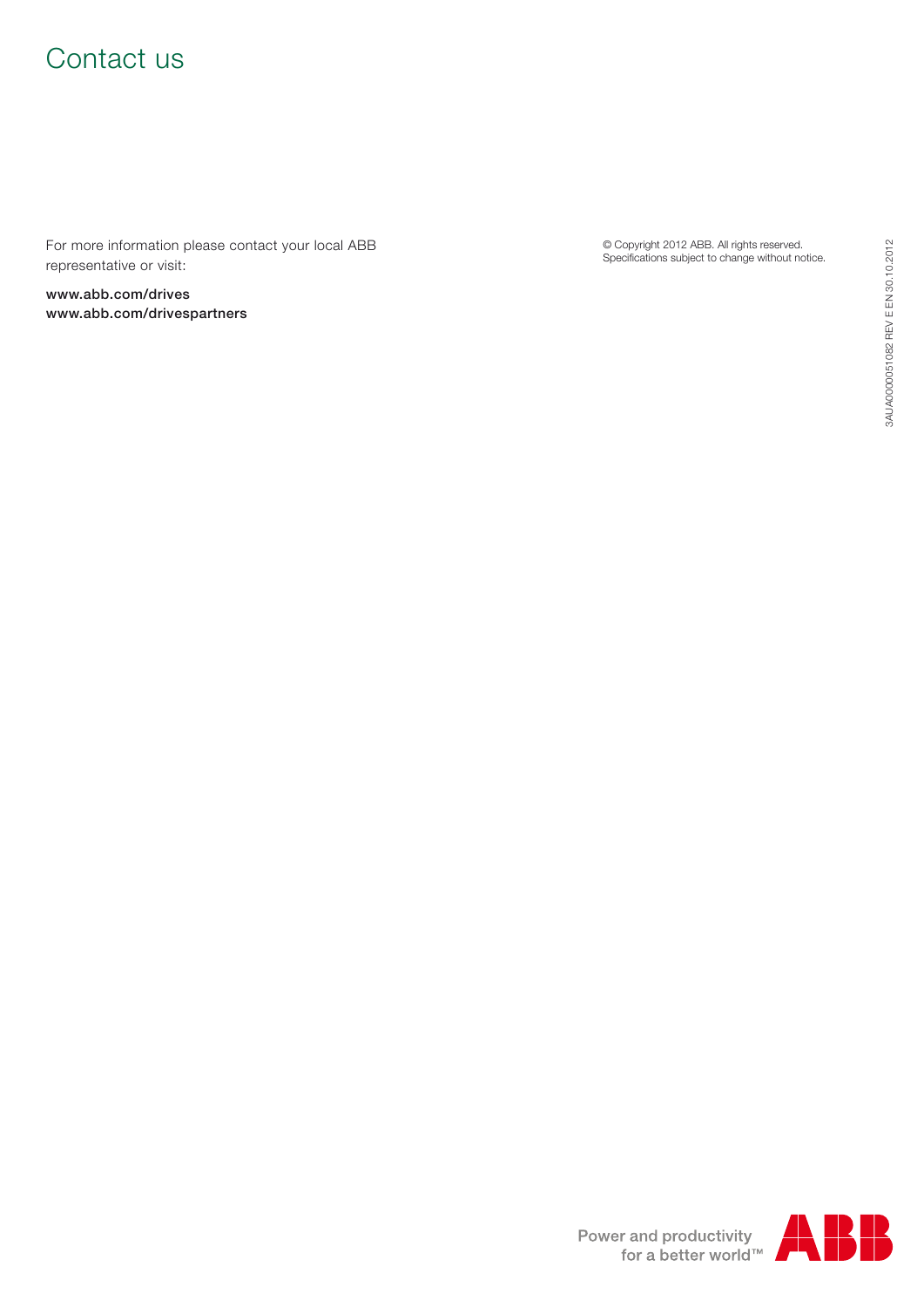# Contact us

For more information please contact your local ABB representative or visit:

**www.abb.com/drives**
**www.abb.com/drivespartners**

© Copyright 2012 ABB. All rights reserved.
Specifications subject to change without notice.

3AUA0000051082 REV E EN 30.10.2012

Power and productivity
for a better world™